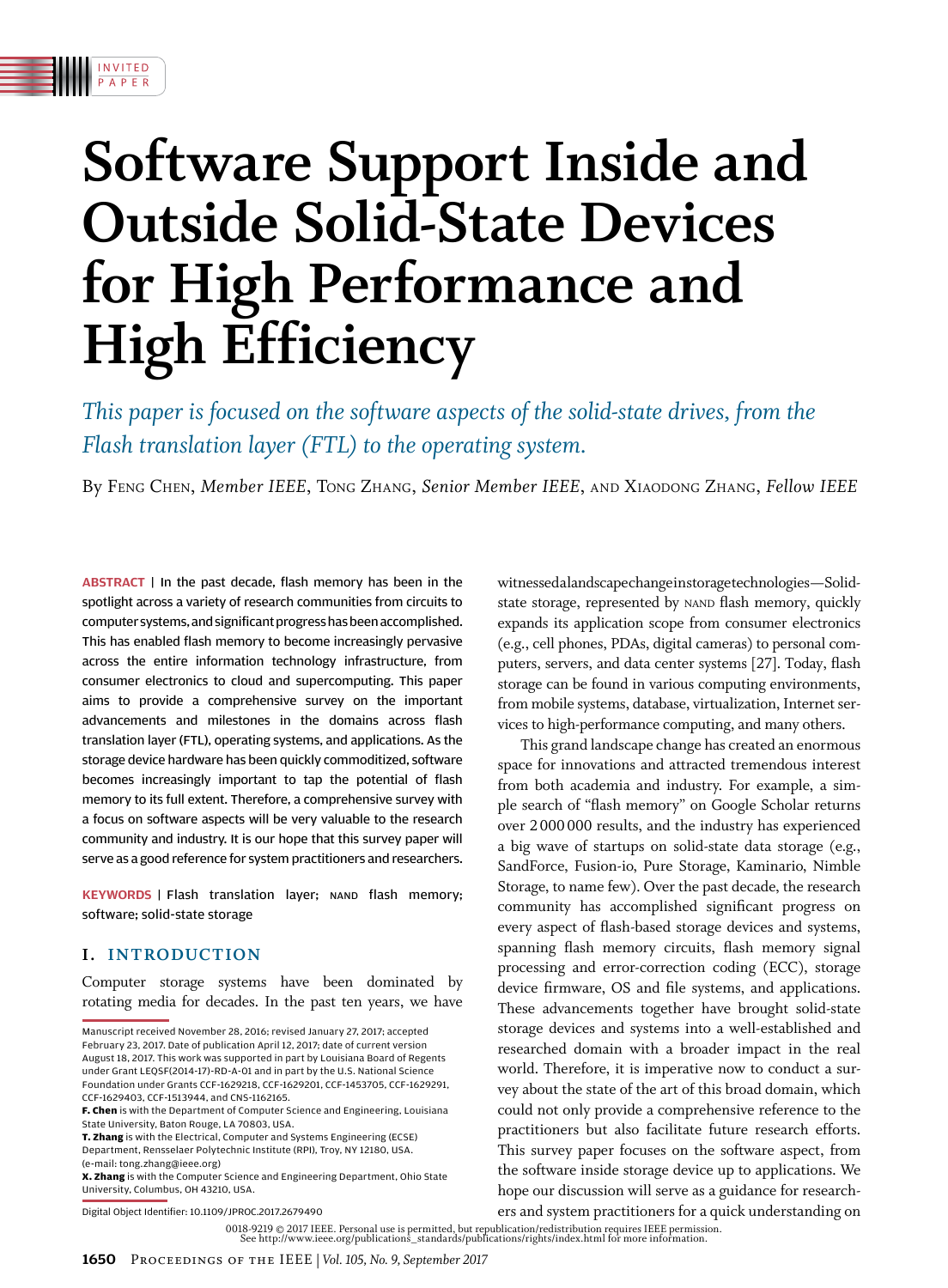INVITED PAPER

# Software Support Inside and Outside Solid-State Devices for High Performance and High Efficiency

*This paper is focused on the software aspects of the solid-state drives, from the Flash translation layer (FTL) to the operating system.*

By Feng Chen, *Member IEEE*, Tong Zhang, *Senior Member IEEE*, and Xiaodong Zhang, *Fellow IEEE*

**ABSTRACT** | In the past decade, flash memory has been in the spotlight across a variety of research communities from circuits to computer systems, and significant progress has been accomplished. This has enabled flash memory to become increasingly pervasive across the entire information technology infrastructure, from consumer electronics to cloud and supercomputing. This paper aims to provide a comprehensive survey on the important advancements and milestones in the domains across flash translation layer (FTL), operating systems, and applications. As the storage device hardware has been quickly commoditized, software becomes increasingly important to tap the potential of flash memory to its full extent. Therefore, a comprehensive survey with a focus on software aspects will be very valuable to the research community and industry. It is our hope that this survey paper will serve as a good reference for system practitioners and researchers.

**KEYWORDS** | Flash translation layer; NAND flash memory; software; solid-state storage

## I. INTRODUCTION

Computer storage systems have been dominated by rotating media for decades. In the past ten years, we have witnessed a landscape change in storage technologies—Solid-state storage, represented by NAND flash memory, quickly expands its application scope from consumer electronics (e.g., cell phones, PDAs, digital cameras) to personal computers, servers, and data center systems [27]. Today, flash storage can be found in various computing environments, from mobile systems, database, virtualization, Internet services to high-performance computing, and many others.

This grand landscape change has created an enormous space for innovations and attracted tremendous interest from both academia and industry. For example, a simple search of "flash memory" on Google Scholar returns over 2 000 000 results, and the industry has experienced a big wave of startups on solid-state data storage (e.g., SandForce, Fusion-io, Pure Storage, Kaminario, Nimble Storage, to name few). Over the past decade, the research community has accomplished significant progress on every aspect of flash-based storage devices and systems, spanning flash memory circuits, flash memory signal processing and error-correction coding (ECC), storage device firmware, OS and file systems, and applications. These advancements together have brought solid-state storage devices and systems into a well-established and researched domain with a broader impact in the real world. Therefore, it is imperative now to conduct a survey about the state of the art of this broad domain, which could not only provide a comprehensive reference to the practitioners but also facilitate future research efforts. This survey paper focuses on the software aspect, from the software inside storage device up to applications. We hope our discussion will serve as a guidance for researchers and system practitioners for a quick understanding on

Manuscript received November 28, 2016; revised January 27, 2017; accepted February 23, 2017. Date of publication April 12, 2017; date of current version August 18, 2017. This work was supported in part by Louisiana Board of Regents under Grant LEQSF(2014-17)-RD-A-01 and in part by the U.S. National Science Foundation under Grants CCF-1629218, CCF-1629201, CCF-1453705, CCF-1629291, CCF-1629403, CCF-1513944, and CNS-1162165.

**F. Chen** is with the Department of Computer Science and Engineering, Louisiana State University, Baton Rouge, LA 70803, USA.

**T. Zhang** is with the Electrical, Computer and Systems Engineering (ECSE) Department, Rensselaer Polytechnic Institute (RPI), Troy, NY 12180, USA. (e-mail: tong.zhang@ieee.org)

**X. Zhang** is with the Computer Science and Engineering Department, Ohio State University, Columbus, OH 43210, USA.

Digital Object Identifier: 10.1109/JPROC.2017.2679490

0018-9219 © 2017 IEEE. Personal use is permitted, but republication/redistribution requires IEEE permission. See http://www.ieee.org/publications_standards/publications/rights/index.html for more information.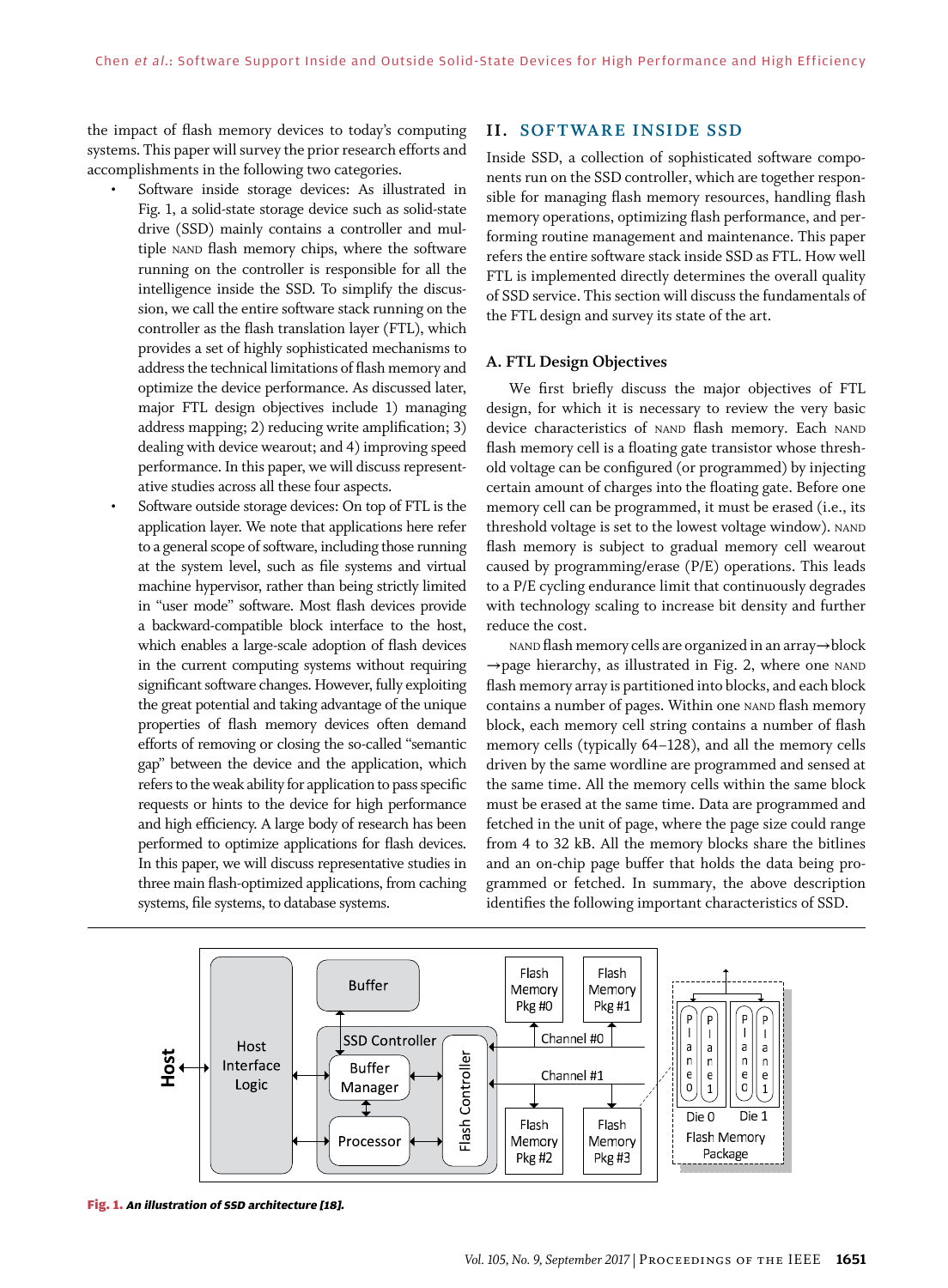the impact of flash memory devices to today's computing systems. This paper will survey the prior research efforts and accomplishments in the following two categories.

- Software inside storage devices: As illustrated in Fig. 1, a solid-state storage device such as solid-state drive (SSD) mainly contains a controller and multiple NAND flash memory chips, where the software running on the controller is responsible for all the intelligence inside the SSD. To simplify the discussion, we call the entire software stack running on the controller as the flash translation layer (FTL), which provides a set of highly sophisticated mechanisms to address the technical limitations of flash memory and optimize the device performance. As discussed later, major FTL design objectives include 1) managing address mapping; 2) reducing write amplification; 3) dealing with device wearout; and 4) improving speed performance. In this paper, we will discuss representative studies across all these four aspects.
- Software outside storage devices: On top of FTL is the application layer. We note that applications here refer to a general scope of software, including those running at the system level, such as file systems and virtual machine hypervisor, rather than being strictly limited in "user mode" software. Most flash devices provide a backward-compatible block interface to the host, which enables a large-scale adoption of flash devices in the current computing systems without requiring significant software changes. However, fully exploiting the great potential and taking advantage of the unique properties of flash memory devices often demand efforts of removing or closing the so-called "semantic gap" between the device and the application, which refers to the weak ability for application to pass specific requests or hints to the device for high performance and high efficiency. A large body of research has been performed to optimize applications for flash devices. In this paper, we will discuss representative studies in three main flash-optimized applications, from caching systems, file systems, to database systems.

## II. SOFTWARE INSIDE SSD

Inside SSD, a collection of sophisticated software components run on the SSD controller, which are together responsible for managing flash memory resources, handling flash memory operations, optimizing flash performance, and performing routine management and maintenance. This paper refers the entire software stack inside SSD as FTL. How well FTL is implemented directly determines the overall quality of SSD service. This section will discuss the fundamentals of the FTL design and survey its state of the art.

### A. FTL Design Objectives

We first briefly discuss the major objectives of FTL design, for which it is necessary to review the very basic device characteristics of NAND flash memory. Each NAND flash memory cell is a floating gate transistor whose threshold voltage can be configured (or programmed) by injecting certain amount of charges into the floating gate. Before one memory cell can be programmed, it must be erased (i.e., its threshold voltage is set to the lowest voltage window). NAND flash memory is subject to gradual memory cell wearout caused by programming/erase (P/E) operations. This leads to a P/E cycling endurance limit that continuously degrades with technology scaling to increase bit density and further reduce the cost.

NAND flash memory cells are organized in an array→block →page hierarchy, as illustrated in Fig. 2, where one NAND flash memory array is partitioned into blocks, and each block contains a number of pages. Within one NAND flash memory block, each memory cell string contains a number of flash memory cells (typically 64–128), and all the memory cells driven by the same wordline are programmed and sensed at the same time. All the memory cells within the same block must be erased at the same time. Data are programmed and fetched in the unit of page, where the page size could range from 4 to 32 kB. All the memory blocks share the bitlines and an on-chip page buffer that holds the data being programmed or fetched. In summary, the above description identifies the following important characteristics of SSD.

Host
Host Interface Logic
Buffer
SSD Controller
Buffer Manager
Processor
Flash Controller
Flash Memory Pkg #0
Flash Memory Pkg #1
Flash Memory Pkg #2
Flash Memory Pkg #3
Channel #0
Channel #1
Plane 0
Plane 1
Plane 0
Plane 1
Die 0
Die 1
Flash Memory Package

**Fig. 1.** *An illustration of SSD architecture [18].*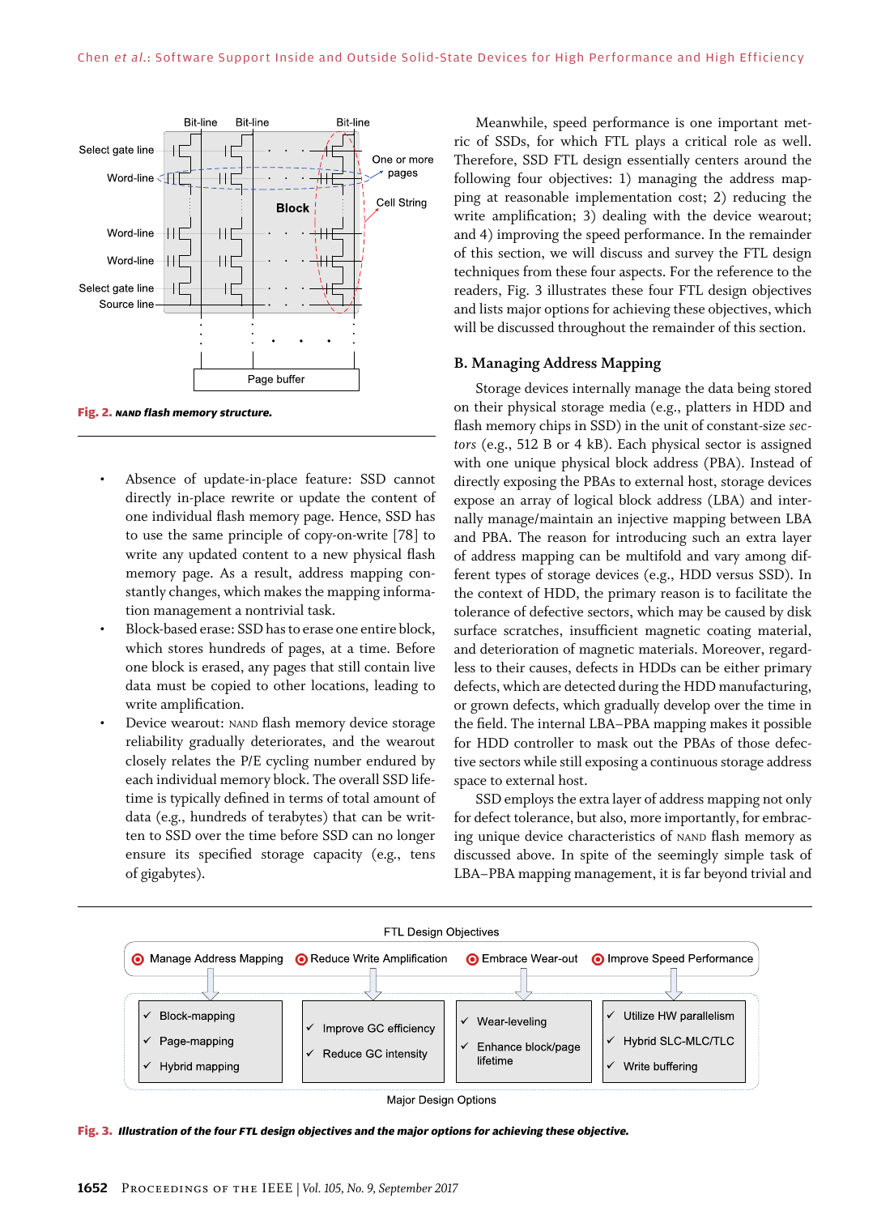Fig. 2. NAND flash memory structure.

- Absence of update-in-place feature: SSD cannot directly in-place rewrite or update the content of one individual flash memory page. Hence, SSD has to use the same principle of copy-on-write [78] to write any updated content to a new physical flash memory page. As a result, address mapping constantly changes, which makes the mapping information management a nontrivial task.
- Block-based erase: SSD has to erase one entire block, which stores hundreds of pages, at a time. Before one block is erased, any pages that still contain live data must be copied to other locations, leading to write amplification.
- Device wearout: NAND flash memory device storage reliability gradually deteriorates, and the wearout closely relates the P/E cycling number endured by each individual memory block. The overall SSD lifetime is typically defined in terms of total amount of data (e.g., hundreds of terabytes) that can be written to SSD over the time before SSD can no longer ensure its specified storage capacity (e.g., tens of gigabytes).

Meanwhile, speed performance is one important metric of SSDs, for which FTL plays a critical role as well. Therefore, SSD FTL design essentially centers around the following four objectives: 1) managing the address mapping at reasonable implementation cost; 2) reducing the write amplification; 3) dealing with the device wearout; and 4) improving the speed performance. In the remainder of this section, we will discuss and survey the FTL design techniques from these four aspects. For the reference to the readers, Fig. 3 illustrates these four FTL design objectives and lists major options for achieving these objectives, which will be discussed throughout the remainder of this section.

### B. Managing Address Mapping

Storage devices internally manage the data being stored on their physical storage media (e.g., platters in HDD and flash memory chips in SSD) in the unit of constant-size *sectors* (e.g., 512 B or 4 kB). Each physical sector is assigned with one unique physical block address (PBA). Instead of directly exposing the PBAs to external host, storage devices expose an array of logical block address (LBA) and internally manage/maintain an injective mapping between LBA and PBA. The reason for introducing such an extra layer of address mapping can be multifold and vary among different types of storage devices (e.g., HDD versus SSD). In the context of HDD, the primary reason is to facilitate the tolerance of defective sectors, which may be caused by disk surface scratches, insufficient magnetic coating material, and deterioration of magnetic materials. Moreover, regardless of their causes, defects in HDDs can be either primary defects, which are detected during the HDD manufacturing, or grown defects, which gradually develop over the time in the field. The internal LBA–PBA mapping makes it possible for HDD controller to mask out the PBAs of those defective sectors while still exposing a continuous storage address space to external host.

SSD employs the extra layer of address mapping not only for defect tolerance, but also, more importantly, for embracing unique device characteristics of NAND flash memory as discussed above. In spite of the seemingly simple task of LBA–PBA mapping management, it is far beyond trivial and

Fig. 3. Illustration of the four FTL design objectives and the major options for achieving these objective.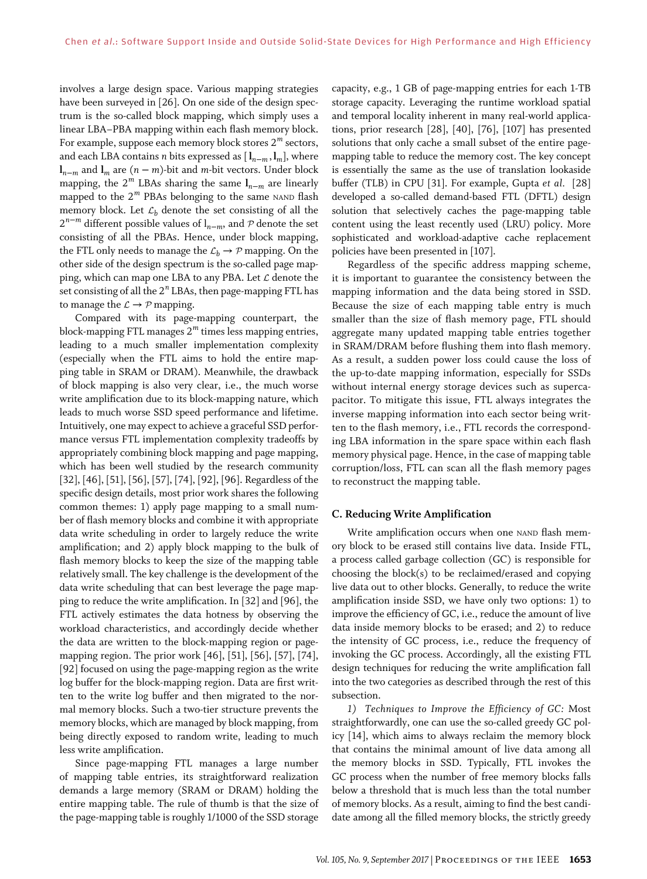involves a large design space. Various mapping strategies have been surveyed in [26]. On one side of the design spectrum is the so-called block mapping, which simply uses a linear LBA–PBA mapping within each flash memory block. For example, suppose each memory block stores $2^m$ sectors, and each LBA contains $n$ bits expressed as $[\mathbf{l}_{n-m}, \mathbf{l}_m]$, where $\mathbf{l}_{n-m}$ and $\mathbf{l}_m$ are $(n-m)$-bit and $m$-bit vectors. Under block mapping, the $2^m$ LBAs sharing the same $\mathbf{l}_{n-m}$ are linearly mapped to the $2^m$ PBAs belonging to the same NAND flash memory block. Let $\mathcal{L}_b$ denote the set consisting of all the $2^{n-m}$ different possible values of $\mathbf{l}_{n-m}$, and $\mathcal{P}$ denote the set consisting of all the PBAs. Hence, under block mapping, the FTL only needs to manage the $\mathcal{L}_b \rightarrow \mathcal{P}$ mapping. On the other side of the design spectrum is the so-called page mapping, which can map one LBA to any PBA. Let $\mathcal{L}$ denote the set consisting of all the $2^n$ LBAs, then page-mapping FTL has to manage the $\mathcal{L} \rightarrow \mathcal{P}$ mapping.

Compared with its page-mapping counterpart, the block-mapping FTL manages $2^m$ times less mapping entries, leading to a much smaller implementation complexity (especially when the FTL aims to hold the entire mapping table in SRAM or DRAM). Meanwhile, the drawback of block mapping is also very clear, i.e., the much worse write amplification due to its block-mapping nature, which leads to much worse SSD speed performance and lifetime. Intuitively, one may expect to achieve a graceful SSD performance versus FTL implementation complexity tradeoffs by appropriately combining block mapping and page mapping, which has been well studied by the research community [32], [46], [51], [56], [57], [74], [92], [96]. Regardless of the specific design details, most prior work shares the following common themes: 1) apply page mapping to a small number of flash memory blocks and combine it with appropriate data write scheduling in order to largely reduce the write amplification; and 2) apply block mapping to the bulk of flash memory blocks to keep the size of the mapping table relatively small. The key challenge is the development of the data write scheduling that can best leverage the page mapping to reduce the write amplification. In [32] and [96], the FTL actively estimates the data hotness by observing the workload characteristics, and accordingly decide whether the data are written to the block-mapping region or page-mapping region. The prior work [46], [51], [56], [57], [74], [92] focused on using the page-mapping region as the write log buffer for the block-mapping region. Data are first written to the write log buffer and then migrated to the normal memory blocks. Such a two-tier structure prevents the memory blocks, which are managed by block mapping, from being directly exposed to random write, leading to much less write amplification.

Since page-mapping FTL manages a large number of mapping table entries, its straightforward realization demands a large memory (SRAM or DRAM) holding the entire mapping table. The rule of thumb is that the size of the page-mapping table is roughly 1/1000 of the SSD storage capacity, e.g., 1 GB of page-mapping entries for each 1-TB storage capacity. Leveraging the runtime workload spatial and temporal locality inherent in many real-world applications, prior research [28], [40], [76], [107] has presented solutions that only cache a small subset of the entire page-mapping table to reduce the memory cost. The key concept is essentially the same as the use of translation lookaside buffer (TLB) in CPU [31]. For example, Gupta *et al.* [28] developed a so-called demand-based FTL (DFTL) design solution that selectively caches the page-mapping table content using the least recently used (LRU) policy. More sophisticated and workload-adaptive cache replacement policies have been presented in [107].

Regardless of the specific address mapping scheme, it is important to guarantee the consistency between the mapping information and the data being stored in SSD. Because the size of each mapping table entry is much smaller than the size of flash memory page, FTL should aggregate many updated mapping table entries together in SRAM/DRAM before flushing them into flash memory. As a result, a sudden power loss could cause the loss of the up-to-date mapping information, especially for SSDs without internal energy storage devices such as supercapacitor. To mitigate this issue, FTL always integrates the inverse mapping information into each sector being written to the flash memory, i.e., FTL records the corresponding LBA information in the spare space within each flash memory physical page. Hence, in the case of mapping table corruption/loss, FTL can scan all the flash memory pages to reconstruct the mapping table.

### C. Reducing Write Amplification

Write amplification occurs when one NAND flash memory block to be erased still contains live data. Inside FTL, a process called garbage collection (GC) is responsible for choosing the block(s) to be reclaimed/erased and copying live data out to other blocks. Generally, to reduce the write amplification inside SSD, we have only two options: 1) to improve the efficiency of GC, i.e., reduce the amount of live data inside memory blocks to be erased; and 2) to reduce the intensity of GC process, i.e., reduce the frequency of invoking the GC process. Accordingly, all the existing FTL design techniques for reducing the write amplification fall into the two categories as described through the rest of this subsection.

*1) Techniques to Improve the Efficiency of GC:* Most straightforwardly, one can use the so-called greedy GC policy [14], which aims to always reclaim the memory block that contains the minimal amount of live data among all the memory blocks in SSD. Typically, FTL invokes the GC process when the number of free memory blocks falls below a threshold that is much less than the total number of memory blocks. As a result, aiming to find the best candidate among all the filled memory blocks, the strictly greedy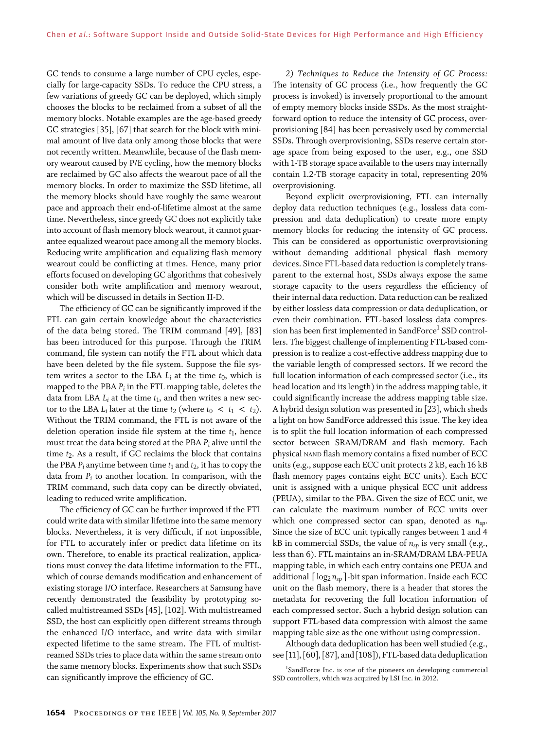GC tends to consume a large number of CPU cycles, especially for large-capacity SSDs. To reduce the CPU stress, a few variations of greedy GC can be deployed, which simply chooses the blocks to be reclaimed from a subset of all the memory blocks. Notable examples are the age-based greedy GC strategies [35], [67] that search for the block with minimal amount of live data only among those blocks that were not recently written. Meanwhile, because of the flash memory wearout caused by P/E cycling, how the memory blocks are reclaimed by GC also affects the wearout pace of all the memory blocks. In order to maximize the SSD lifetime, all the memory blocks should have roughly the same wearout pace and approach their end-of-lifetime almost at the same time. Nevertheless, since greedy GC does not explicitly take into account of flash memory block wearout, it cannot guarantee equalized wearout pace among all the memory blocks. Reducing write amplification and equalizing flash memory wearout could be conflicting at times. Hence, many prior efforts focused on developing GC algorithms that cohesively consider both write amplification and memory wearout, which will be discussed in details in Section II-D.

The efficiency of GC can be significantly improved if the FTL can gain certain knowledge about the characteristics of the data being stored. The TRIM command [49], [83] has been introduced for this purpose. Through the TRIM command, file system can notify the FTL about which data have been deleted by the file system. Suppose the file system writes a sector to the LBA $L_i$ at the time $t_0$, which is mapped to the PBA $P_i$ in the FTL mapping table, deletes the data from LBA $L_i$ at the time $t_1$, and then writes a new sector to the LBA $L_i$ later at the time $t_2$ (where $t_0 < t_1 < t_2$). Without the TRIM command, the FTL is not aware of the deletion operation inside file system at the time $t_1$, hence must treat the data being stored at the PBA $P_i$ alive until the time $t_2$. As a result, if GC reclaims the block that contains the PBA $P_i$ anytime between time $t_1$ and $t_2$, it has to copy the data from $P_i$ to another location. In comparison, with the TRIM command, such data copy can be directly obviated, leading to reduced write amplification.

The efficiency of GC can be further improved if the FTL could write data with similar lifetime into the same memory blocks. Nevertheless, it is very difficult, if not impossible, for FTL to accurately infer or predict data lifetime on its own. Therefore, to enable its practical realization, applications must convey the data lifetime information to the FTL, which of course demands modification and enhancement of existing storage I/O interface. Researchers at Samsung have recently demonstrated the feasibility by prototyping so-called multistreamed SSDs [45], [102]. With multistreamed SSD, the host can explicitly open different streams through the enhanced I/O interface, and write data with similar expected lifetime to the same stream. The FTL of multistreamed SSDs tries to place data within the same stream onto the same memory blocks. Experiments show that such SSDs can significantly improve the efficiency of GC.

*2) Techniques to Reduce the Intensity of GC Process:* The intensity of GC process (i.e., how frequently the GC process is invoked) is inversely proportional to the amount of empty memory blocks inside SSDs. As the most straightforward option to reduce the intensity of GC process, overprovisioning [84] has been pervasively used by commercial SSDs. Through overprovisioning, SSDs reserve certain storage space from being exposed to the user, e.g., one SSD with 1-TB storage space available to the users may internally contain 1.2-TB storage capacity in total, representing 20% overprovisioning.

Beyond explicit overprovisioning, FTL can internally deploy data reduction techniques (e.g., lossless data compression and data deduplication) to create more empty memory blocks for reducing the intensity of GC process. This can be considered as opportunistic overprovisioning without demanding additional physical flash memory devices. Since FTL-based data reduction is completely transparent to the external host, SSDs always expose the same storage capacity to the users regardless the efficiency of their internal data reduction. Data reduction can be realized by either lossless data compression or data deduplication, or even their combination. FTL-based lossless data compression has been first implemented in SandForce[1] SSD controllers. The biggest challenge of implementing FTL-based compression is to realize a cost-effective address mapping due to the variable length of compressed sectors. If we record the full location information of each compressed sector (i.e., its head location and its length) in the address mapping table, it could significantly increase the address mapping table size. A hybrid design solution was presented in [23], which sheds a light on how SandForce addressed this issue. The key idea is to split the full location information of each compressed sector between SRAM/DRAM and flash memory. Each physical NAND flash memory contains a fixed number of ECC units (e.g., suppose each ECC unit protects 2 kB, each 16 kB flash memory pages contains eight ECC units). Each ECC unit is assigned with a unique physical ECC unit address (PEUA), similar to the PBA. Given the size of ECC unit, we can calculate the maximum number of ECC units over which one compressed sector can span, denoted as $n_{sp}$. Since the size of ECC unit typically ranges between 1 and 4 kB in commercial SSDs, the value of $n_{sp}$ is very small (e.g., less than 6). FTL maintains an in-SRAM/DRAM LBA-PEUA mapping table, in which each entry contains one PEUA and additional $\lceil \log_2 n_{sp} \rceil$-bit span information. Inside each ECC unit on the flash memory, there is a header that stores the metadata for recovering the full location information of each compressed sector. Such a hybrid design solution can support FTL-based data compression with almost the same mapping table size as the one without using compression.

Although data deduplication has been well studied (e.g., see [11], [60], [87], and [108]), FTL-based data deduplication

[1] SandForce Inc. is one of the pioneers on developing commercial SSD controllers, which was acquired by LSI Inc. in 2012.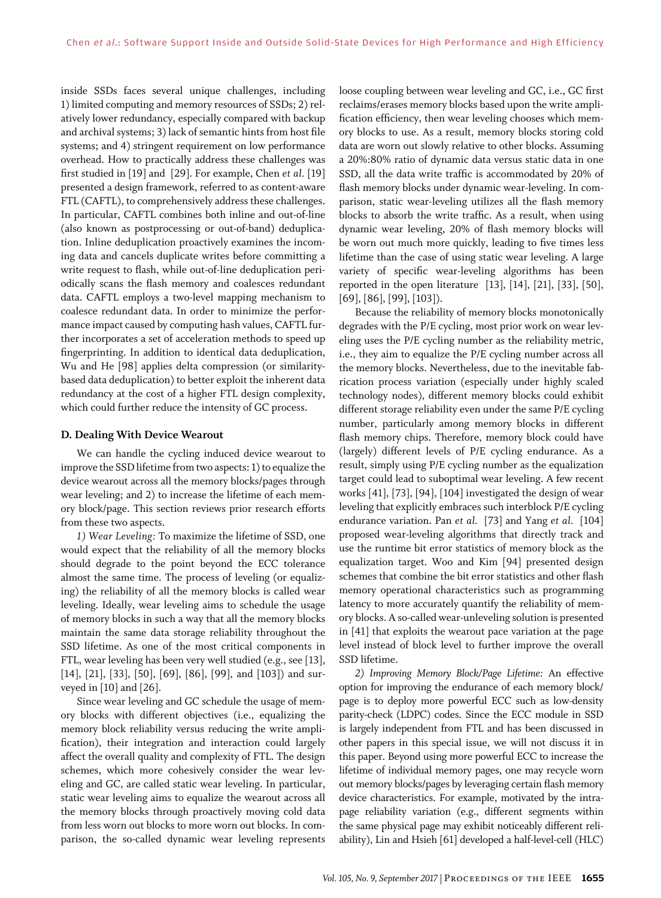inside SSDs faces several unique challenges, including 1) limited computing and memory resources of SSDs; 2) relatively lower redundancy, especially compared with backup and archival systems; 3) lack of semantic hints from host file systems; and 4) stringent requirement on low performance overhead. How to practically address these challenges was first studied in [19] and [29]. For example, Chen *et al.* [19] presented a design framework, referred to as content-aware FTL (CAFTL), to comprehensively address these challenges. In particular, CAFTL combines both inline and out-of-line (also known as postprocessing or out-of-band) deduplication. Inline deduplication proactively examines the incoming data and cancels duplicate writes before committing a write request to flash, while out-of-line deduplication periodically scans the flash memory and coalesces redundant data. CAFTL employs a two-level mapping mechanism to coalesce redundant data. In order to minimize the performance impact caused by computing hash values, CAFTL further incorporates a set of acceleration methods to speed up fingerprinting. In addition to identical data deduplication, Wu and He [98] applies delta compression (or similarity-based data deduplication) to better exploit the inherent data redundancy at the cost of a higher FTL design complexity, which could further reduce the intensity of GC process.

### D. Dealing With Device Wearout

We can handle the cycling induced device wearout to improve the SSD lifetime from two aspects: 1) to equalize the device wearout across all the memory blocks/pages through wear leveling; and 2) to increase the lifetime of each memory block/page. This section reviews prior research efforts from these two aspects.

*1) Wear Leveling:* To maximize the lifetime of SSD, one would expect that the reliability of all the memory blocks should degrade to the point beyond the ECC tolerance almost the same time. The process of leveling (or equalizing) the reliability of all the memory blocks is called wear leveling. Ideally, wear leveling aims to schedule the usage of memory blocks in such a way that all the memory blocks maintain the same data storage reliability throughout the SSD lifetime. As one of the most critical components in FTL, wear leveling has been very well studied (e.g., see [13], [14], [21], [33], [50], [69], [86], [99], and [103]) and surveyed in [10] and [26].

Since wear leveling and GC schedule the usage of memory blocks with different objectives (i.e., equalizing the memory block reliability versus reducing the write amplification), their integration and interaction could largely affect the overall quality and complexity of FTL. The design schemes, which more cohesively consider the wear leveling and GC, are called static wear leveling. In particular, static wear leveling aims to equalize the wearout across all the memory blocks through proactively moving cold data from less worn out blocks to more worn out blocks. In comparison, the so-called dynamic wear leveling represents loose coupling between wear leveling and GC, i.e., GC first reclaims/erases memory blocks based upon the write amplification efficiency, then wear leveling chooses which memory blocks to use. As a result, memory blocks storing cold data are worn out slowly relative to other blocks. Assuming a 20%:80% ratio of dynamic data versus static data in one SSD, all the data write traffic is accommodated by 20% of flash memory blocks under dynamic wear-leveling. In comparison, static wear-leveling utilizes all the flash memory blocks to absorb the write traffic. As a result, when using dynamic wear leveling, 20% of flash memory blocks will be worn out much more quickly, leading to five times less lifetime than the case of using static wear leveling. A large variety of specific wear-leveling algorithms has been reported in the open literature [13], [14], [21], [33], [50], [69], [86], [99], [103]).

Because the reliability of memory blocks monotonically degrades with the P/E cycling, most prior work on wear leveling uses the P/E cycling number as the reliability metric, i.e., they aim to equalize the P/E cycling number across all the memory blocks. Nevertheless, due to the inevitable fabrication process variation (especially under highly scaled technology nodes), different memory blocks could exhibit different storage reliability even under the same P/E cycling number, particularly among memory blocks in different flash memory chips. Therefore, memory block could have (largely) different levels of P/E cycling endurance. As a result, simply using P/E cycling number as the equalization target could lead to suboptimal wear leveling. A few recent works [41], [73], [94], [104] investigated the design of wear leveling that explicitly embraces such interblock P/E cycling endurance variation. Pan *et al.* [73] and Yang *et al.* [104] proposed wear-leveling algorithms that directly track and use the runtime bit error statistics of memory block as the equalization target. Woo and Kim [94] presented design schemes that combine the bit error statistics and other flash memory operational characteristics such as programming latency to more accurately quantify the reliability of memory blocks. A so-called wear-unleveling solution is presented in [41] that exploits the wearout pace variation at the page level instead of block level to further improve the overall SSD lifetime.

*2) Improving Memory Block/Page Lifetime:* An effective option for improving the endurance of each memory block/page is to deploy more powerful ECC such as low-density parity-check (LDPC) codes. Since the ECC module in SSD is largely independent from FTL and has been discussed in other papers in this special issue, we will not discuss it in this paper. Beyond using more powerful ECC to increase the lifetime of individual memory pages, one may recycle worn out memory blocks/pages by leveraging certain flash memory device characteristics. For example, motivated by the intra-page reliability variation (e.g., different segments within the same physical page may exhibit noticeably different reliability), Lin and Hsieh [61] developed a half-level-cell (HLC)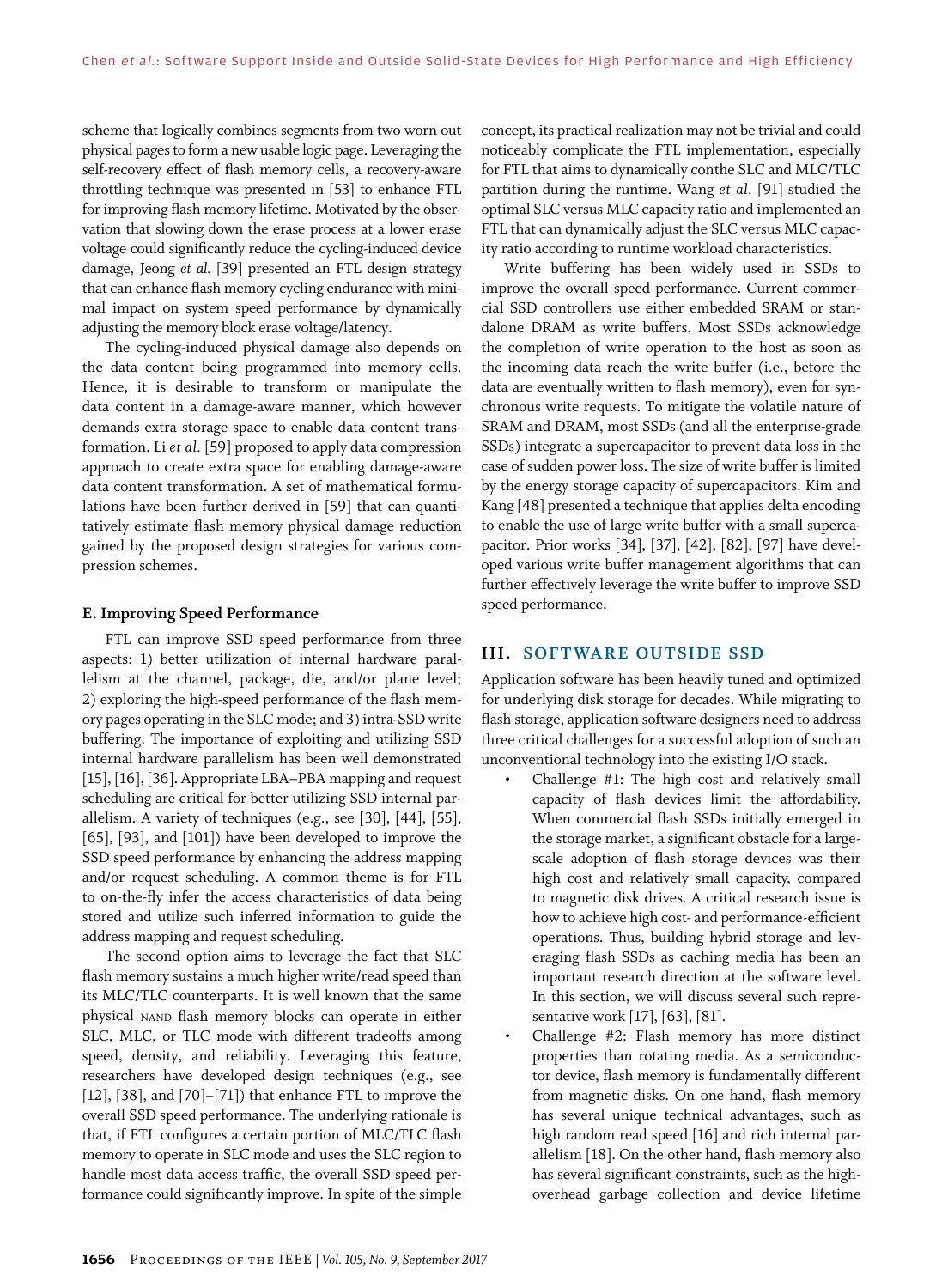scheme that logically combines segments from two worn out physical pages to form a new usable logic page. Leveraging the self-recovery effect of flash memory cells, a recovery-aware throttling technique was presented in [53] to enhance FTL for improving flash memory lifetime. Motivated by the observation that slowing down the erase process at a lower erase voltage could significantly reduce the cycling-induced device damage, Jeong *et al.* [39] presented an FTL design strategy that can enhance flash memory cycling endurance with minimal impact on system speed performance by dynamically adjusting the memory block erase voltage/latency.

The cycling-induced physical damage also depends on the data content being programmed into memory cells. Hence, it is desirable to transform or manipulate the data content in a damage-aware manner, which however demands extra storage space to enable data content transformation. Li *et al.* [59] proposed to apply data compression approach to create extra space for enabling damage-aware data content transformation. A set of mathematical formulations have been further derived in [59] that can quantitatively estimate flash memory physical damage reduction gained by the proposed design strategies for various compression schemes.

### E. Improving Speed Performance

FTL can improve SSD speed performance from three aspects: 1) better utilization of internal hardware parallelism at the channel, package, die, and/or plane level; 2) exploring the high-speed performance of the flash memory pages operating in the SLC mode; and 3) intra-SSD write buffering. The importance of exploiting and utilizing SSD internal hardware parallelism has been well demonstrated [15], [16], [36]. Appropriate LBA–PBA mapping and request scheduling are critical for better utilizing SSD internal parallelism. A variety of techniques (e.g., see [30], [44], [55], [65], [93], and [101]) have been developed to improve the SSD speed performance by enhancing the address mapping and/or request scheduling. A common theme is for FTL to on-the-fly infer the access characteristics of data being stored and utilize such inferred information to guide the address mapping and request scheduling.

The second option aims to leverage the fact that SLC flash memory sustains a much higher write/read speed than its MLC/TLC counterparts. It is well known that the same physical NAND flash memory blocks can operate in either SLC, MLC, or TLC mode with different tradeoffs among speed, density, and reliability. Leveraging this feature, researchers have developed design techniques (e.g., see [12], [38], and [70]–[71]) that enhance FTL to improve the overall SSD speed performance. The underlying rationale is that, if FTL configures a certain portion of MLC/TLC flash memory to operate in SLC mode and uses the SLC region to handle most data access traffic, the overall SSD speed performance could significantly improve. In spite of the simple concept, its practical realization may not be trivial and could noticeably complicate the FTL implementation, especially for FTL that aims to dynamically conthe SLC and MLC/TLC partition during the runtime. Wang *et al.* [91] studied the optimal SLC versus MLC capacity ratio and implemented an FTL that can dynamically adjust the SLC versus MLC capacity ratio according to runtime workload characteristics.

Write buffering has been widely used in SSDs to improve the overall speed performance. Current commercial SSD controllers use either embedded SRAM or standalone DRAM as write buffers. Most SSDs acknowledge the completion of write operation to the host as soon as the incoming data reach the write buffer (i.e., before the data are eventually written to flash memory), even for synchronous write requests. To mitigate the volatile nature of SRAM and DRAM, most SSDs (and all the enterprise-grade SSDs) integrate a supercapacitor to prevent data loss in the case of sudden power loss. The size of write buffer is limited by the energy storage capacity of supercapacitors. Kim and Kang [48] presented a technique that applies delta encoding to enable the use of large write buffer with a small supercapacitor. Prior works [34], [37], [42], [82], [97] have developed various write buffer management algorithms that can further effectively leverage the write buffer to improve SSD speed performance.

## III. SOFTWARE OUTSIDE SSD

Application software has been heavily tuned and optimized for underlying disk storage for decades. While migrating to flash storage, application software designers need to address three critical challenges for a successful adoption of such an unconventional technology into the existing I/O stack.

- Challenge #1: The high cost and relatively small capacity of flash devices limit the affordability. When commercial flash SSDs initially emerged in the storage market, a significant obstacle for a large-scale adoption of flash storage devices was their high cost and relatively small capacity, compared to magnetic disk drives. A critical research issue is how to achieve high cost- and performance-efficient operations. Thus, building hybrid storage and leveraging flash SSDs as caching media has been an important research direction at the software level. In this section, we will discuss several such representative work [17], [63], [81].
- Challenge #2: Flash memory has more distinct properties than rotating media. As a semiconductor device, flash memory is fundamentally different from magnetic disks. On one hand, flash memory has several unique technical advantages, such as high random read speed [16] and rich internal parallelism [18]. On the other hand, flash memory also has several significant constraints, such as the high-overhead garbage collection and device lifetime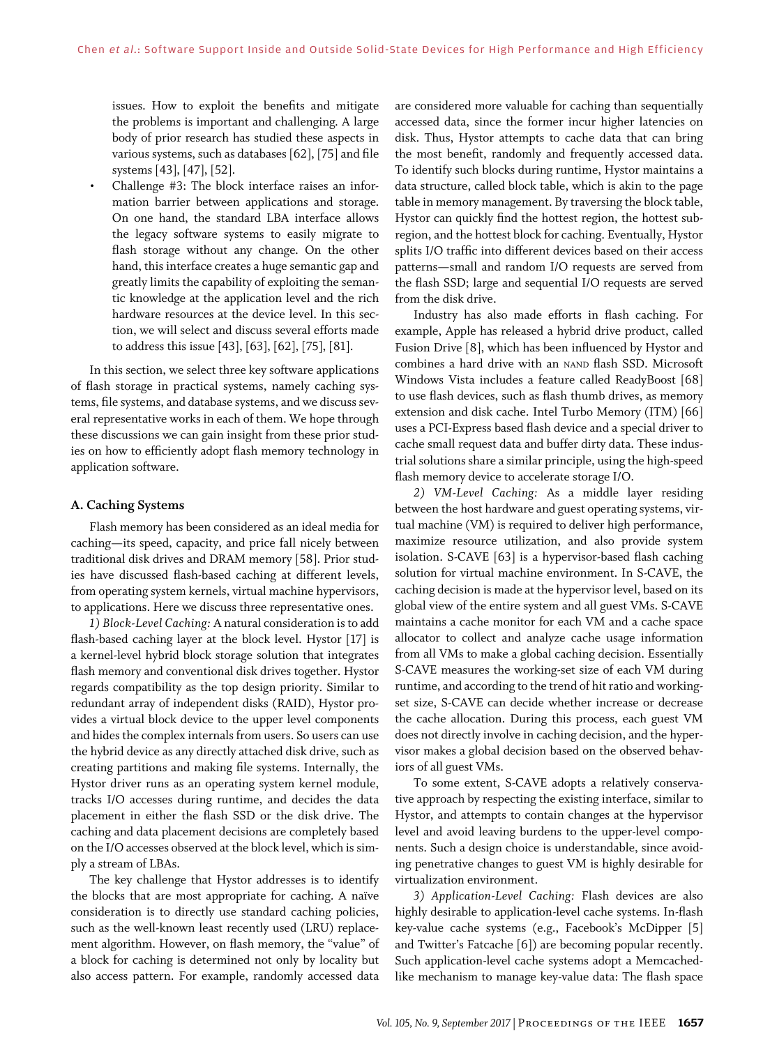issues. How to exploit the benefits and mitigate the problems is important and challenging. A large body of prior research has studied these aspects in various systems, such as databases [62], [75] and file systems [43], [47], [52].

- Challenge #3: The block interface raises an information barrier between applications and storage. On one hand, the standard LBA interface allows the legacy software systems to easily migrate to flash storage without any change. On the other hand, this interface creates a huge semantic gap and greatly limits the capability of exploiting the semantic knowledge at the application level and the rich hardware resources at the device level. In this section, we will select and discuss several efforts made to address this issue [43], [63], [62], [75], [81].

In this section, we select three key software applications of flash storage in practical systems, namely caching systems, file systems, and database systems, and we discuss several representative works in each of them. We hope through these discussions we can gain insight from these prior studies on how to efficiently adopt flash memory technology in application software.

### A. Caching Systems

Flash memory has been considered as an ideal media for caching—its speed, capacity, and price fall nicely between traditional disk drives and DRAM memory [58]. Prior studies have discussed flash-based caching at different levels, from operating system kernels, virtual machine hypervisors, to applications. Here we discuss three representative ones.

*1) Block-Level Caching:* A natural consideration is to add flash-based caching layer at the block level. Hystor [17] is a kernel-level hybrid block storage solution that integrates flash memory and conventional disk drives together. Hystor regards compatibility as the top design priority. Similar to redundant array of independent disks (RAID), Hystor provides a virtual block device to the upper level components and hides the complex internals from users. So users can use the hybrid device as any directly attached disk drive, such as creating partitions and making file systems. Internally, the Hystor driver runs as an operating system kernel module, tracks I/O accesses during runtime, and decides the data placement in either the flash SSD or the disk drive. The caching and data placement decisions are completely based on the I/O accesses observed at the block level, which is simply a stream of LBAs.

The key challenge that Hystor addresses is to identify the blocks that are most appropriate for caching. A naïve consideration is to directly use standard caching policies, such as the well-known least recently used (LRU) replacement algorithm. However, on flash memory, the "value" of a block for caching is determined not only by locality but also access pattern. For example, randomly accessed data are considered more valuable for caching than sequentially accessed data, since the former incur higher latencies on disk. Thus, Hystor attempts to cache data that can bring the most benefit, randomly and frequently accessed data. To identify such blocks during runtime, Hystor maintains a data structure, called block table, which is akin to the page table in memory management. By traversing the block table, Hystor can quickly find the hottest region, the hottest subregion, and the hottest block for caching. Eventually, Hystor splits I/O traffic into different devices based on their access patterns—small and random I/O requests are served from the flash SSD; large and sequential I/O requests are served from the disk drive.

Industry has also made efforts in flash caching. For example, Apple has released a hybrid drive product, called Fusion Drive [8], which has been influenced by Hystor and combines a hard drive with an NAND flash SSD. Microsoft Windows Vista includes a feature called ReadyBoost [68] to use flash devices, such as flash thumb drives, as memory extension and disk cache. Intel Turbo Memory (ITM) [66] uses a PCI-Express based flash device and a special driver to cache small request data and buffer dirty data. These industrial solutions share a similar principle, using the high-speed flash memory device to accelerate storage I/O.

*2) VM-Level Caching:* As a middle layer residing between the host hardware and guest operating systems, virtual machine (VM) is required to deliver high performance, maximize resource utilization, and also provide system isolation. S-CAVE [63] is a hypervisor-based flash caching solution for virtual machine environment. In S-CAVE, the caching decision is made at the hypervisor level, based on its global view of the entire system and all guest VMs. S-CAVE maintains a cache monitor for each VM and a cache space allocator to collect and analyze cache usage information from all VMs to make a global caching decision. Essentially S-CAVE measures the working-set size of each VM during runtime, and according to the trend of hit ratio and working-set size, S-CAVE can decide whether increase or decrease the cache allocation. During this process, each guest VM does not directly involve in caching decision, and the hypervisor makes a global decision based on the observed behaviors of all guest VMs.

To some extent, S-CAVE adopts a relatively conservative approach by respecting the existing interface, similar to Hystor, and attempts to contain changes at the hypervisor level and avoid leaving burdens to the upper-level components. Such a design choice is understandable, since avoiding penetrative changes to guest VM is highly desirable for virtualization environment.

*3) Application-Level Caching:* Flash devices are also highly desirable to application-level cache systems. In-flash key-value cache systems (e.g., Facebook's McDipper [5] and Twitter's Fatcache [6]) are becoming popular recently. Such application-level cache systems adopt a Memcached-like mechanism to manage key-value data: The flash space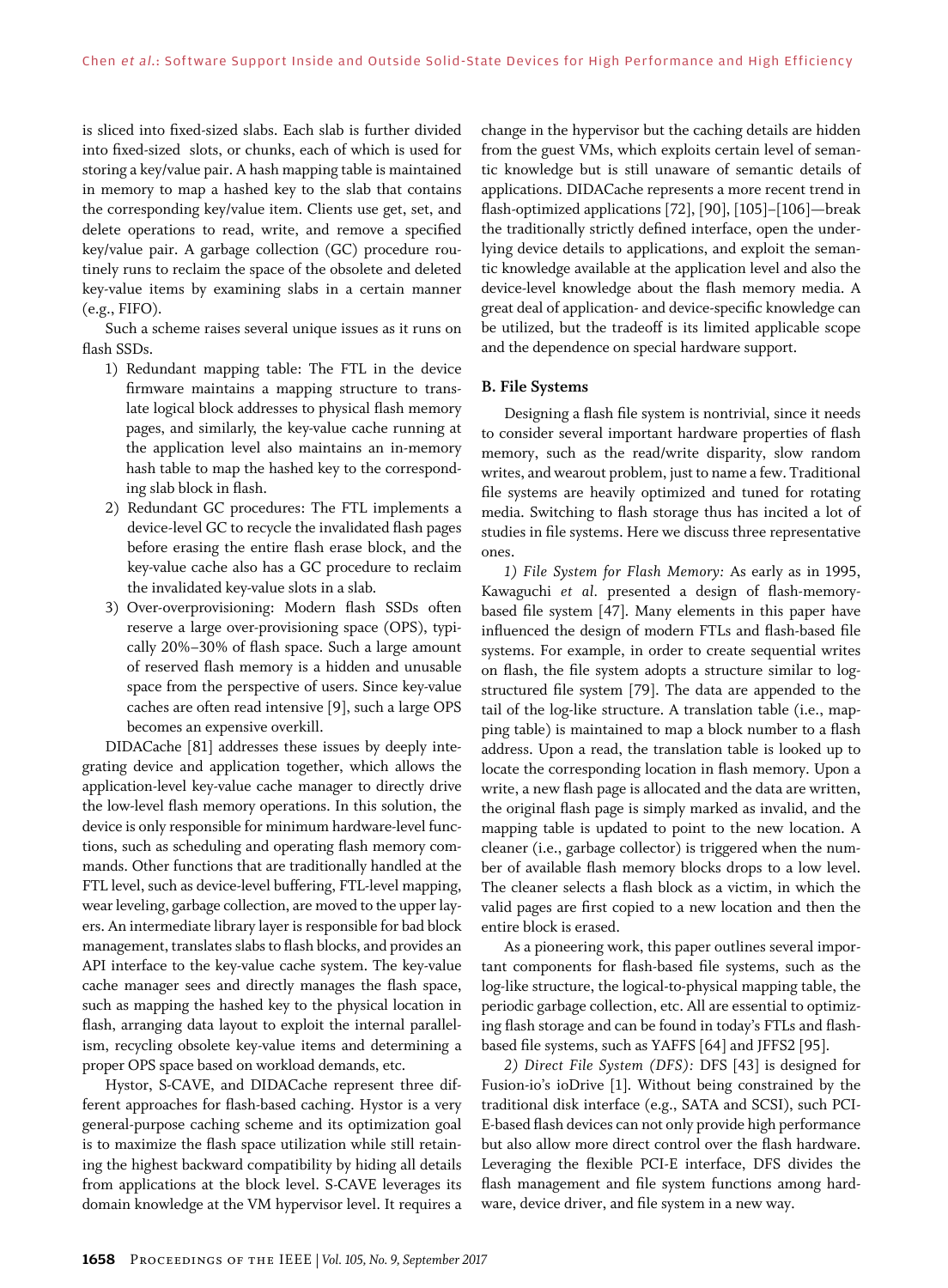is sliced into fixed-sized slabs. Each slab is further divided into fixed-sized slots, or chunks, each of which is used for storing a key/value pair. A hash mapping table is maintained in memory to map a hashed key to the slab that contains the corresponding key/value item. Clients use get, set, and delete operations to read, write, and remove a specified key/value pair. A garbage collection (GC) procedure routinely runs to reclaim the space of the obsolete and deleted key-value items by examining slabs in a certain manner (e.g., FIFO).

Such a scheme raises several unique issues as it runs on flash SSDs.

1) Redundant mapping table: The FTL in the device firmware maintains a mapping structure to translate logical block addresses to physical flash memory pages, and similarly, the key-value cache running at the application level also maintains an in-memory hash table to map the hashed key to the corresponding slab block in flash.
2) Redundant GC procedures: The FTL implements a device-level GC to recycle the invalidated flash pages before erasing the entire flash erase block, and the key-value cache also has a GC procedure to reclaim the invalidated key-value slots in a slab.
3) Over-overprovisioning: Modern flash SSDs often reserve a large over-provisioning space (OPS), typically 20%–30% of flash space. Such a large amount of reserved flash memory is a hidden and unusable space from the perspective of users. Since key-value caches are often read intensive [9], such a large OPS becomes an expensive overkill.

DIDACache [81] addresses these issues by deeply integrating device and application together, which allows the application-level key-value cache manager to directly drive the low-level flash memory operations. In this solution, the device is only responsible for minimum hardware-level functions, such as scheduling and operating flash memory commands. Other functions that are traditionally handled at the FTL level, such as device-level buffering, FTL-level mapping, wear leveling, garbage collection, are moved to the upper layers. An intermediate library layer is responsible for bad block management, translates slabs to flash blocks, and provides an API interface to the key-value cache system. The key-value cache manager sees and directly manages the flash space, such as mapping the hashed key to the physical location in flash, arranging data layout to exploit the internal parallelism, recycling obsolete key-value items and determining a proper OPS space based on workload demands, etc.

Hystor, S-CAVE, and DIDACache represent three different approaches for flash-based caching. Hystor is a very general-purpose caching scheme and its optimization goal is to maximize the flash space utilization while still retaining the highest backward compatibility by hiding all details from applications at the block level. S-CAVE leverages its domain knowledge at the VM hypervisor level. It requires a change in the hypervisor but the caching details are hidden from the guest VMs, which exploits certain level of semantic knowledge but is still unaware of semantic details of applications. DIDACache represents a more recent trend in flash-optimized applications [72], [90], [105]–[106]—break the traditionally strictly defined interface, open the underlying device details to applications, and exploit the semantic knowledge available at the application level and also the device-level knowledge about the flash memory media. A great deal of application- and device-specific knowledge can be utilized, but the tradeoff is its limited applicable scope and the dependence on special hardware support.

### B. File Systems

Designing a flash file system is nontrivial, since it needs to consider several important hardware properties of flash memory, such as the read/write disparity, slow random writes, and wearout problem, just to name a few. Traditional file systems are heavily optimized and tuned for rotating media. Switching to flash storage thus has incited a lot of studies in file systems. Here we discuss three representative ones.

*1) File System for Flash Memory:* As early as in 1995, Kawaguchi *et al.* presented a design of flash-memory-based file system [47]. Many elements in this paper have influenced the design of modern FTLs and flash-based file systems. For example, in order to create sequential writes on flash, the file system adopts a structure similar to log-structured file system [79]. The data are appended to the tail of the log-like structure. A translation table (i.e., mapping table) is maintained to map a block number to a flash address. Upon a read, the translation table is looked up to locate the corresponding location in flash memory. Upon a write, a new flash page is allocated and the data are written, the original flash page is simply marked as invalid, and the mapping table is updated to point to the new location. A cleaner (i.e., garbage collector) is triggered when the number of available flash memory blocks drops to a low level. The cleaner selects a flash block as a victim, in which the valid pages are first copied to a new location and then the entire block is erased.

As a pioneering work, this paper outlines several important components for flash-based file systems, such as the log-like structure, the logical-to-physical mapping table, the periodic garbage collection, etc. All are essential to optimizing flash storage and can be found in today's FTLs and flash-based file systems, such as YAFFS [64] and JFFS2 [95].

*2) Direct File System (DFS):* DFS [43] is designed for Fusion-io's ioDrive [1]. Without being constrained by the traditional disk interface (e.g., SATA and SCSI), such PCI-E-based flash devices can not only provide high performance but also allow more direct control over the flash hardware. Leveraging the flexible PCI-E interface, DFS divides the flash management and file system functions among hardware, device driver, and file system in a new way.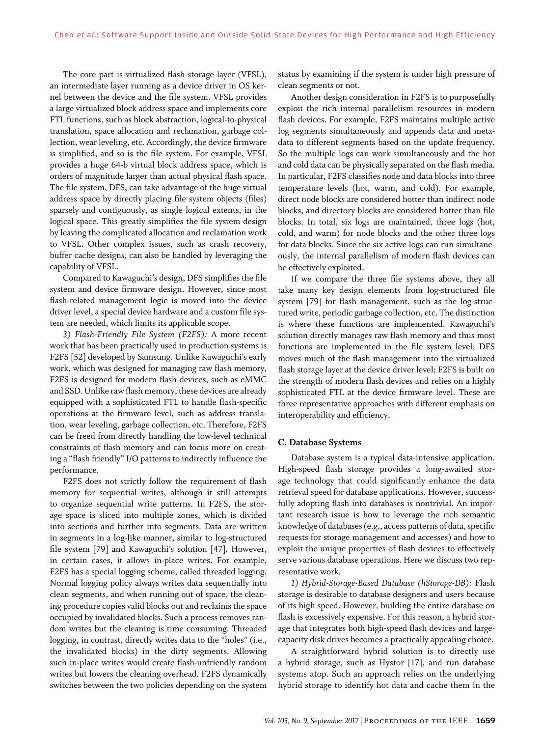The core part is virtualized flash storage layer (VFSL), an intermediate layer running as a device driver in OS kernel between the device and the file system. VFSL provides a large virtualized block address space and implements core FTL functions, such as block abstraction, logical-to-physical translation, space allocation and reclamation, garbage collection, wear leveling, etc. Accordingly, the device firmware is simplified, and so is the file system. For example, VFSL provides a huge 64-b virtual block address space, which is orders of magnitude larger than actual physical flash space. The file system, DFS, can take advantage of the huge virtual address space by directly placing file system objects (files) sparsely and contiguously, as single logical extents, in the logical space. This greatly simplifies the file system design by leaving the complicated allocation and reclamation work to VFSL. Other complex issues, such as crash recovery, buffer cache designs, can also be handled by leveraging the capability of VFSL.

Compared to Kawaguchi's design, DFS simplifies the file system and device firmware design. However, since most flash-related management logic is moved into the device driver level, a special device hardware and a custom file system are needed, which limits its applicable scope.

*3) Flash-Friendly File System (F2FS):* A more recent work that has been practically used in production systems is F2FS [52] developed by Samsung. Unlike Kawaguchi's early work, which was designed for managing raw flash memory, F2FS is designed for modern flash devices, such as eMMC and SSD. Unlike raw flash memory, these devices are already equipped with a sophisticated FTL to handle flash-specific operations at the firmware level, such as address translation, wear leveling, garbage collection, etc. Therefore, F2FS can be freed from directly handling the low-level technical constraints of flash memory and can focus more on creating a "flash friendly" I/O patterns to indirectly influence the performance.

F2FS does not strictly follow the requirement of flash memory for sequential writes, although it still attempts to organize sequential write patterns. In F2FS, the storage space is sliced into multiple zones, which is divided into sections and further into segments. Data are written in segments in a log-like manner, similar to log-structured file system [79] and Kawaguchi's solution [47]. However, in certain cases, it allows in-place writes. For example, F2FS has a special logging scheme, called threaded logging. Normal logging policy always writes data sequentially into clean segments, and when running out of space, the cleaning procedure copies valid blocks out and reclaims the space occupied by invalidated blocks. Such a process removes random writes but the cleaning is time consuming. Threaded logging, in contrast, directly writes data to the "holes" (i.e., the invalidated blocks) in the dirty segments. Allowing such in-place writes would create flash-unfriendly random writes but lowers the cleaning overhead. F2FS dynamically switches between the two policies depending on the system status by examining if the system is under high pressure of clean segments or not.

Another design consideration in F2FS is to purposefully exploit the rich internal parallelism resources in modern flash devices. For example, F2FS maintains multiple active log segments simultaneously and appends data and metadata to different segments based on the update frequency. So the multiple logs can work simultaneously and the hot and cold data can be physically separated on the flash media. In particular, F2FS classifies node and data blocks into three temperature levels (hot, warm, and cold). For example, direct node blocks are considered hotter than indirect node blocks, and directory blocks are considered hotter than file blocks. In total, six logs are maintained, three logs (hot, cold, and warm) for node blocks and the other three logs for data blocks. Since the six active logs can run simultaneously, the internal parallelism of modern flash devices can be effectively exploited.

If we compare the three file systems above, they all take many key design elements from log-structured file system [79] for flash management, such as the log-structured write, periodic garbage collection, etc. The distinction is where these functions are implemented. Kawaguchi's solution directly manages raw flash memory and thus most functions are implemented in the file system level; DFS moves much of the flash management into the virtualized flash storage layer at the device driver level; F2FS is built on the strength of modern flash devices and relies on a highly sophisticated FTL at the device firmware level. These are three representative approaches with different emphasis on interoperability and efficiency.

### C. Database Systems

Database system is a typical data-intensive application. High-speed flash storage provides a long-awaited storage technology that could significantly enhance the data retrieval speed for database applications. However, successfully adopting flash into databases is nontrivial. An important research issue is how to leverage the rich semantic knowledge of databases (e.g., access patterns of data, specific requests for storage management and accesses) and how to exploit the unique properties of flash devices to effectively serve various database operations. Here we discuss two representative work.

*1) Hybrid-Storage-Based Database (hStorage-DB):* Flash storage is desirable to database designers and users because of its high speed. However, building the entire database on flash is excessively expensive. For this reason, a hybrid storage that integrates both high-speed flash devices and large-capacity disk drives becomes a practically appealing choice.

A straightforward hybrid solution is to directly use a hybrid storage, such as Hystor [17], and run database systems atop. Such an approach relies on the underlying hybrid storage to identify hot data and cache them in the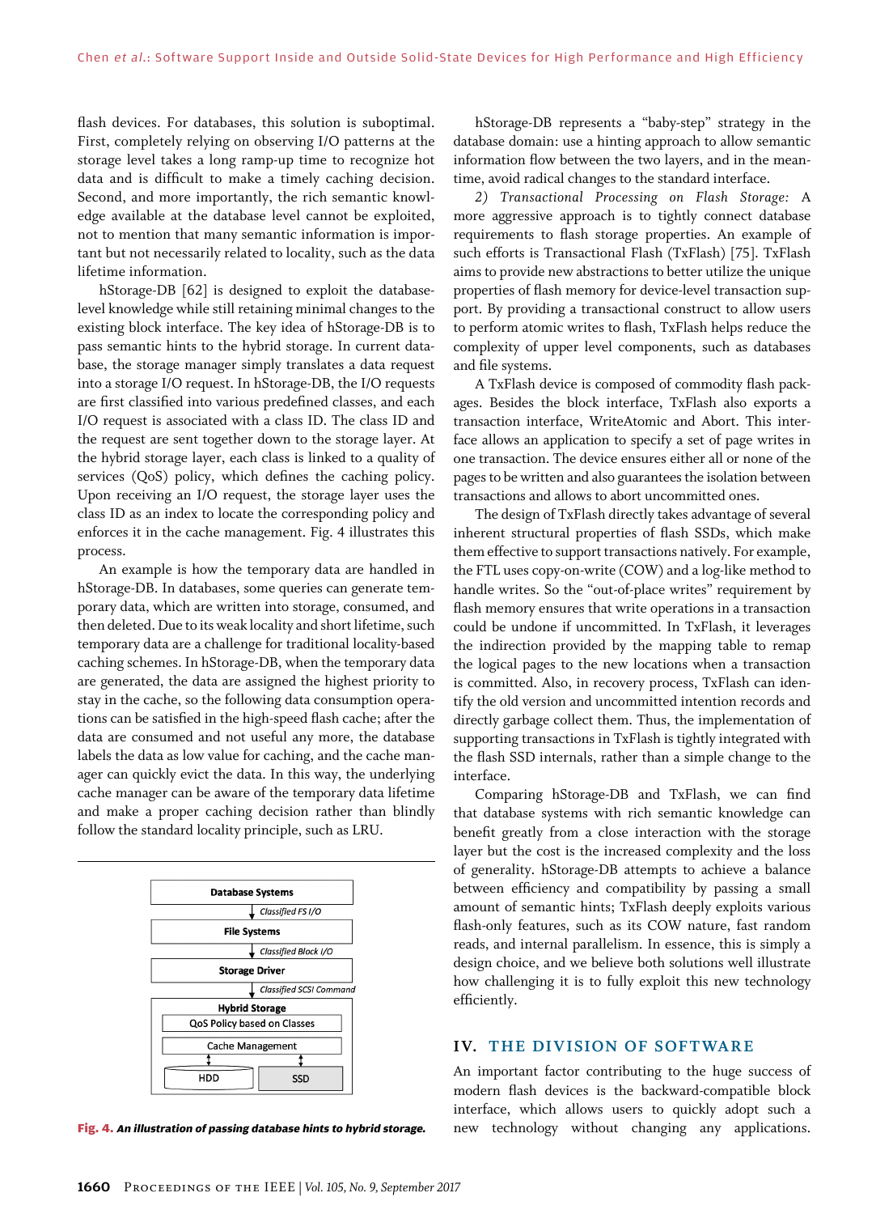flash devices. For databases, this solution is suboptimal. First, completely relying on observing I/O patterns at the storage level takes a long ramp-up time to recognize hot data and is difficult to make a timely caching decision. Second, and more importantly, the rich semantic knowledge available at the database level cannot be exploited, not to mention that many semantic information is important but not necessarily related to locality, such as the data lifetime information.

hStorage-DB [62] is designed to exploit the database-level knowledge while still retaining minimal changes to the existing block interface. The key idea of hStorage-DB is to pass semantic hints to the hybrid storage. In current database, the storage manager simply translates a data request into a storage I/O request. In hStorage-DB, the I/O requests are first classified into various predefined classes, and each I/O request is associated with a class ID. The class ID and the request are sent together down to the storage layer. At the hybrid storage layer, each class is linked to a quality of services (QoS) policy, which defines the caching policy. Upon receiving an I/O request, the storage layer uses the class ID as an index to locate the corresponding policy and enforces it in the cache management. Fig. 4 illustrates this process.

An example is how the temporary data are handled in hStorage-DB. In databases, some queries can generate temporary data, which are written into storage, consumed, and then deleted. Due to its weak locality and short lifetime, such temporary data are a challenge for traditional locality-based caching schemes. In hStorage-DB, when the temporary data are generated, the data are assigned the highest priority to stay in the cache, so the following data consumption operations can be satisfied in the high-speed flash cache; after the data are consumed and not useful any more, the database labels the data as low value for caching, and the cache manager can quickly evict the data. In this way, the underlying cache manager can be aware of the temporary data lifetime and make a proper caching decision rather than blindly follow the standard locality principle, such as LRU.

Database Systems
Classified FS I/O
File Systems
Classified Block I/O
Storage Driver
Classified SCSI Command
Hybrid Storage
QoS Policy based on Classes
Cache Management
HDD
SSD

**Fig. 4.** *An illustration of passing database hints to hybrid storage.*

hStorage-DB represents a "baby-step" strategy in the database domain: use a hinting approach to allow semantic information flow between the two layers, and in the meantime, avoid radical changes to the standard interface.

*2) Transactional Processing on Flash Storage:* A more aggressive approach is to tightly connect database requirements to flash storage properties. An example of such efforts is Transactional Flash (TxFlash) [75]. TxFlash aims to provide new abstractions to better utilize the unique properties of flash memory for device-level transaction support. By providing a transactional construct to allow users to perform atomic writes to flash, TxFlash helps reduce the complexity of upper level components, such as databases and file systems.

A TxFlash device is composed of commodity flash packages. Besides the block interface, TxFlash also exports a transaction interface, WriteAtomic and Abort. This interface allows an application to specify a set of page writes in one transaction. The device ensures either all or none of the pages to be written and also guarantees the isolation between transactions and allows to abort uncommitted ones.

The design of TxFlash directly takes advantage of several inherent structural properties of flash SSDs, which make them effective to support transactions natively. For example, the FTL uses copy-on-write (COW) and a log-like method to handle writes. So the "out-of-place writes" requirement by flash memory ensures that write operations in a transaction could be undone if uncommitted. In TxFlash, it leverages the indirection provided by the mapping table to remap the logical pages to the new locations when a transaction is committed. Also, in recovery process, TxFlash can identify the old version and uncommitted intention records and directly garbage collect them. Thus, the implementation of supporting transactions in TxFlash is tightly integrated with the flash SSD internals, rather than a simple change to the interface.

Comparing hStorage-DB and TxFlash, we can find that database systems with rich semantic knowledge can benefit greatly from a close interaction with the storage layer but the cost is the increased complexity and the loss of generality. hStorage-DB attempts to achieve a balance between efficiency and compatibility by passing a small amount of semantic hints; TxFlash deeply exploits various flash-only features, such as its COW nature, fast random reads, and internal parallelism. In essence, this is simply a design choice, and we believe both solutions well illustrate how challenging it is to fully exploit this new technology efficiently.

## IV. THE DIVISION OF SOFTWARE

An important factor contributing to the huge success of modern flash devices is the backward-compatible block interface, which allows users to quickly adopt such a new technology without changing any applications.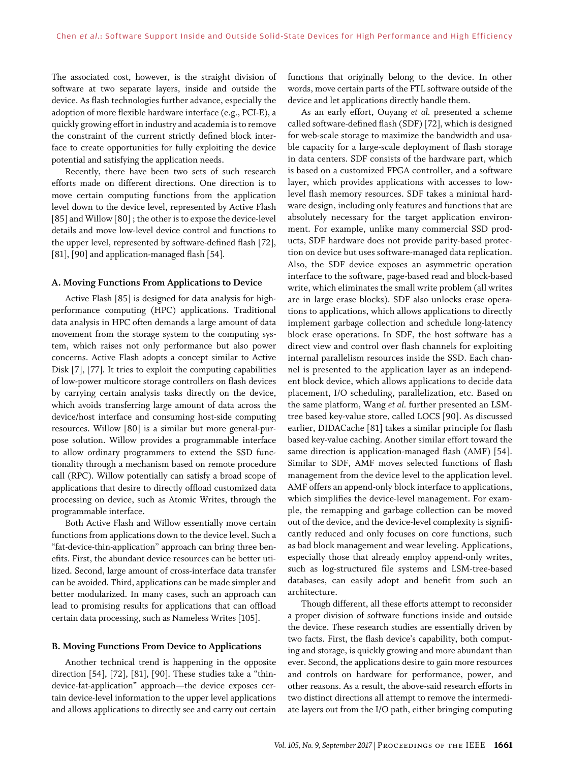The associated cost, however, is the straight division of software at two separate layers, inside and outside the device. As flash technologies further advance, especially the adoption of more flexible hardware interface (e.g., PCI-E), a quickly growing effort in industry and academia is to remove the constraint of the current strictly defined block interface to create opportunities for fully exploiting the device potential and satisfying the application needs.

Recently, there have been two sets of such research efforts made on different directions. One direction is to move certain computing functions from the application level down to the device level, represented by Active Flash [85] and Willow [80] ; the other is to expose the device-level details and move low-level device control and functions to the upper level, represented by software-defined flash [72], [81], [90] and application-managed flash [54].

### A. Moving Functions From Applications to Device

Active Flash [85] is designed for data analysis for high-performance computing (HPC) applications. Traditional data analysis in HPC often demands a large amount of data movement from the storage system to the computing system, which raises not only performance but also power concerns. Active Flash adopts a concept similar to Active Disk [7], [77]. It tries to exploit the computing capabilities of low-power multicore storage controllers on flash devices by carrying certain analysis tasks directly on the device, which avoids transferring large amount of data across the device/host interface and consuming host-side computing resources. Willow [80] is a similar but more general-purpose solution. Willow provides a programmable interface to allow ordinary programmers to extend the SSD functionality through a mechanism based on remote procedure call (RPC). Willow potentially can satisfy a broad scope of applications that desire to directly offload customized data processing on device, such as Atomic Writes, through the programmable interface.

Both Active Flash and Willow essentially move certain functions from applications down to the device level. Such a "fat-device-thin-application" approach can bring three benefits. First, the abundant device resources can be better utilized. Second, large amount of cross-interface data transfer can be avoided. Third, applications can be made simpler and better modularized. In many cases, such an approach can lead to promising results for applications that can offload certain data processing, such as Nameless Writes [105].

### B. Moving Functions From Device to Applications

Another technical trend is happening in the opposite direction [54], [72], [81], [90]. These studies take a "thin-device-fat-application" approach—the device exposes certain device-level information to the upper level applications and allows applications to directly see and carry out certain functions that originally belong to the device. In other words, move certain parts of the FTL software outside of the device and let applications directly handle them.

As an early effort, Ouyang *et al.* presented a scheme called software-defined flash (SDF) [72], which is designed for web-scale storage to maximize the bandwidth and usable capacity for a large-scale deployment of flash storage in data centers. SDF consists of the hardware part, which is based on a customized FPGA controller, and a software layer, which provides applications with accesses to low-level flash memory resources. SDF takes a minimal hardware design, including only features and functions that are absolutely necessary for the target application environment. For example, unlike many commercial SSD products, SDF hardware does not provide parity-based protection on device but uses software-managed data replication. Also, the SDF device exposes an asymmetric operation interface to the software, page-based read and block-based write, which eliminates the small write problem (all writes are in large erase blocks). SDF also unlocks erase operations to applications, which allows applications to directly implement garbage collection and schedule long-latency block erase operations. In SDF, the host software has a direct view and control over flash channels for exploiting internal parallelism resources inside the SSD. Each channel is presented to the application layer as an independent block device, which allows applications to decide data placement, I/O scheduling, parallelization, etc. Based on the same platform, Wang *et al.* further presented an LSM-tree based key-value store, called LOCS [90]. As discussed earlier, DIDACache [81] takes a similar principle for flash based key-value caching. Another similar effort toward the same direction is application-managed flash (AMF) [54]. Similar to SDF, AMF moves selected functions of flash management from the device level to the application level. AMF offers an append-only block interface to applications, which simplifies the device-level management. For example, the remapping and garbage collection can be moved out of the device, and the device-level complexity is significantly reduced and only focuses on core functions, such as bad block management and wear leveling. Applications, especially those that already employ append-only writes, such as log-structured file systems and LSM-tree-based databases, can easily adopt and benefit from such an architecture.

Though different, all these efforts attempt to reconsider a proper division of software functions inside and outside the device. These research studies are essentially driven by two facts. First, the flash device's capability, both computing and storage, is quickly growing and more abundant than ever. Second, the applications desire to gain more resources and controls on hardware for performance, power, and other reasons. As a result, the above-said research efforts in two distinct directions all attempt to remove the intermediate layers out from the I/O path, either bringing computing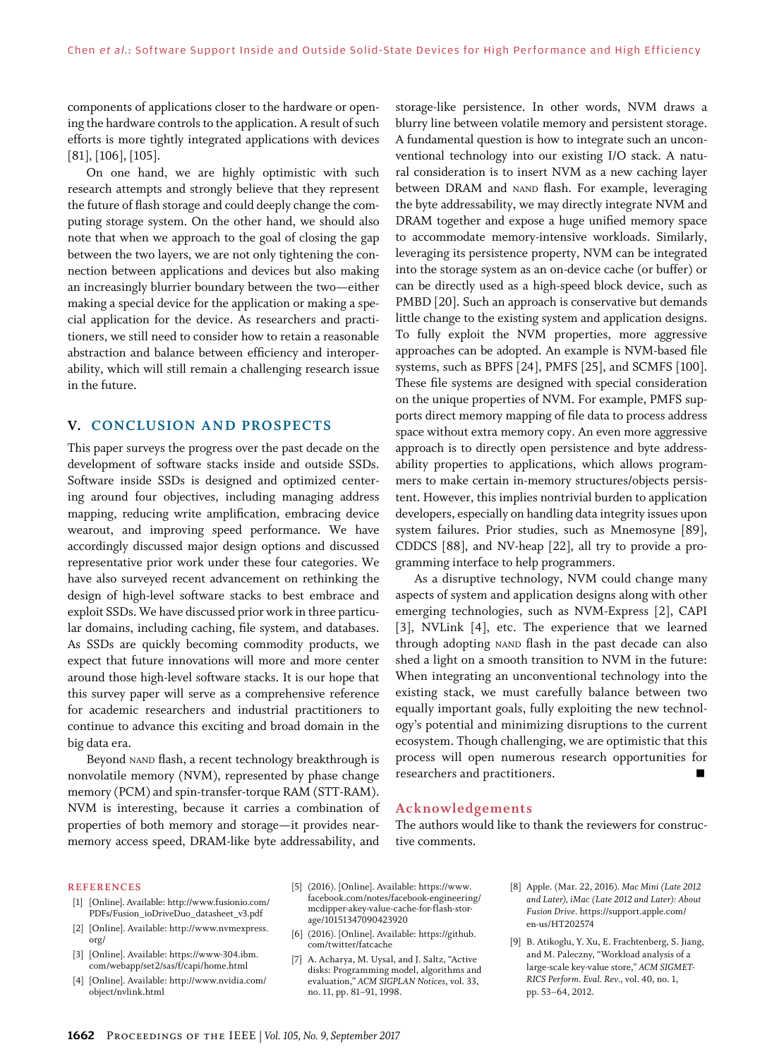components of applications closer to the hardware or opening the hardware controls to the application. A result of such efforts is more tightly integrated applications with devices [81], [106], [105].

On one hand, we are highly optimistic with such research attempts and strongly believe that they represent the future of flash storage and could deeply change the computing storage system. On the other hand, we should also note that when we approach to the goal of closing the gap between the two layers, we are not only tightening the connection between applications and devices but also making an increasingly blurrier boundary between the two—either making a special device for the application or making a special application for the device. As researchers and practitioners, we still need to consider how to retain a reasonable abstraction and balance between efficiency and interoperability, which will still remain a challenging research issue in the future.

## V. CONCLUSION AND PROSPECTS

This paper surveys the progress over the past decade on the development of software stacks inside and outside SSDs. Software inside SSDs is designed and optimized centering around four objectives, including managing address mapping, reducing write amplification, embracing device wearout, and improving speed performance. We have accordingly discussed major design options and discussed representative prior work under these four categories. We have also surveyed recent advancement on rethinking the design of high-level software stacks to best embrace and exploit SSDs. We have discussed prior work in three particular domains, including caching, file system, and databases. As SSDs are quickly becoming commodity products, we expect that future innovations will more and more center around those high-level software stacks. It is our hope that this survey paper will serve as a comprehensive reference for academic researchers and industrial practitioners to continue to advance this exciting and broad domain in the big data era.

Beyond NAND flash, a recent technology breakthrough is nonvolatile memory (NVM), represented by phase change memory (PCM) and spin-transfer-torque RAM (STT-RAM). NVM is interesting, because it carries a combination of properties of both memory and storage—it provides near-memory access speed, DRAM-like byte addressability, and storage-like persistence. In other words, NVM draws a blurry line between volatile memory and persistent storage. A fundamental question is how to integrate such an unconventional technology into our existing I/O stack. A natural consideration is to insert NVM as a new caching layer between DRAM and NAND flash. For example, leveraging the byte addressability, we may directly integrate NVM and DRAM together and expose a huge unified memory space to accommodate memory-intensive workloads. Similarly, leveraging its persistence property, NVM can be integrated into the storage system as an on-device cache (or buffer) or can be directly used as a high-speed block device, such as PMBD [20]. Such an approach is conservative but demands little change to the existing system and application designs. To fully exploit the NVM properties, more aggressive approaches can be adopted. An example is NVM-based file systems, such as BPFS [24], PMFS [25], and SCMFS [100]. These file systems are designed with special consideration on the unique properties of NVM. For example, PMFS supports direct memory mapping of file data to process address space without extra memory copy. An even more aggressive approach is to directly open persistence and byte addressability properties to applications, which allows programmers to make certain in-memory structures/objects persistent. However, this implies nontrivial burden to application developers, especially on handling data integrity issues upon system failures. Prior studies, such as Mnemosyne [89], CDDCS [88], and NV-heap [22], all try to provide a programming interface to help programmers.

As a disruptive technology, NVM could change many aspects of system and application designs along with other emerging technologies, such as NVM-Express [2], CAPI [3], NVLink [4], etc. The experience that we learned through adopting NAND flash in the past decade can also shed a light on a smooth transition to NVM in the future: When integrating an unconventional technology into the existing stack, we must carefully balance between two equally important goals, fully exploiting the new technology's potential and minimizing disruptions to the current ecosystem. Though challenging, we are optimistic that this process will open numerous research opportunities for researchers and practitioners. ■

## Acknowledgements

The authors would like to thank the reviewers for constructive comments.

## REFERENCES

[1] [Online]. Available: http://www.fusionio.com/PDFs/Fusion_ioDriveDuo_datasheet_v3.pdf

[2] [Online]. Available: http://www.nvmexpress.org/

[3] [Online]. Available: https://www-304.ibm.com/webapp/set2/sas/f/capi/home.html

[4] [Online]. Available: http://www.nvidia.com/object/nvlink.html

[5] (2016). [Online]. Available: https://www.facebook.com/notes/facebook-engineering/mcdipper-akey-value-cache-for-flash-storage/10151347090423920

[6] (2016). [Online]. Available: https://github.com/twitter/fatcache

[7] A. Acharya, M. Uysal, and J. Saltz, "Active disks: Programming model, algorithms and evaluation," *ACM SIGPLAN Notices*, vol. 33, no. 11, pp. 81–91, 1998.

[8] Apple. (Mar. 22, 2016). *Mac Mini (Late 2012 and Later), iMac (Late 2012 and Later): About Fusion Drive*. https://support.apple.com/en-us/HT202574

[9] B. Atikoglu, Y. Xu, E. Frachtenberg, S. Jiang, and M. Paleczny, "Workload analysis of a large-scale key-value store," *ACM SIGMETRICS Perform. Eval. Rev.*, vol. 40, no. 1, pp. 53–64, 2012.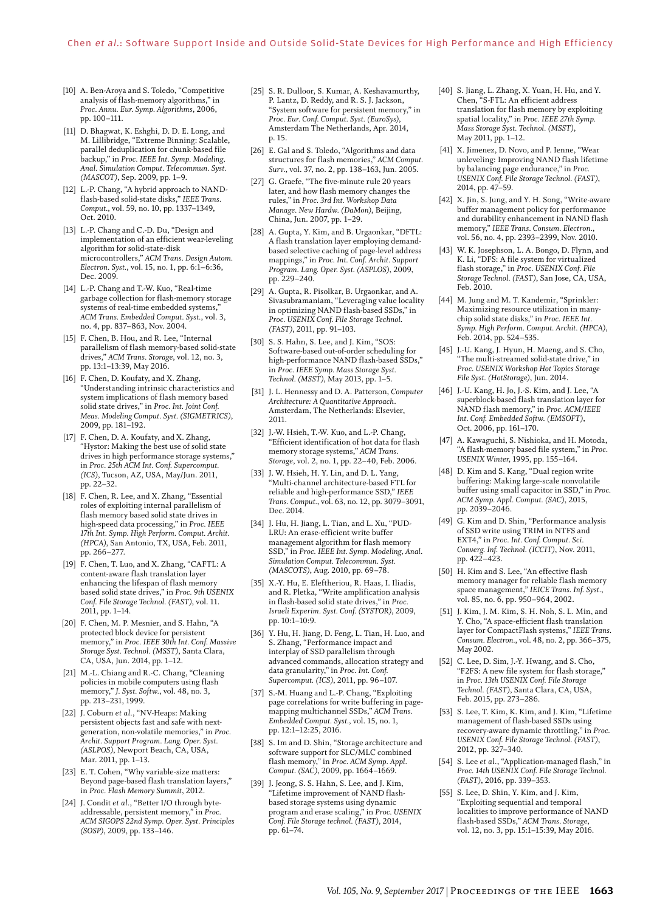[10] A. Ben-Aroya and S. Toledo, "Competitive analysis of flash-memory algorithms," in *Proc. Annu. Eur. Symp. Algorithms*, 2006, pp. 100–111.

[11] D. Bhagwat, K. Eshghi, D. D. E. Long, and M. Lillibridge, "Extreme Binning: Scalable, parallel deduplication for chunk-based file backup," in *Proc. IEEE Int. Symp. Modeling, Anal. Simulation Comput. Telecommun. Syst. (MASCOT)*, Sep. 2009, pp. 1–9.

[12] L.-P. Chang, "A hybrid approach to NAND-flash-based solid-state disks," *IEEE Trans. Comput.*, vol. 59, no. 10, pp. 1337–1349, Oct. 2010.

[13] L.-P. Chang and C.-D. Du, "Design and implementation of an efficient wear-leveling algorithm for solid-state-disk microcontrollers," *ACM Trans. Design Autom. Electron. Syst.*, vol. 15, no. 1, pp. 6:1–6:36, Dec. 2009.

[14] L.-P. Chang and T.-W. Kuo, "Real-time garbage collection for flash-memory storage systems of real-time embedded systems," *ACM Trans. Embedded Comput. Syst.*, vol. 3, no. 4, pp. 837–863, Nov. 2004.

[15] F. Chen, B. Hou, and R. Lee, "Internal parallelism of flash memory-based solid-state drives," *ACM Trans. Storage*, vol. 12, no. 3, pp. 13:1–13:39, May 2016.

[16] F. Chen, D. Koufaty, and X. Zhang, "Understanding intrinsic characteristics and system implications of flash memory based solid state drives," in *Proc. Int. Joint Conf. Meas. Modeling Comput. Syst. (SIGMETRICS)*, 2009, pp. 181–192.

[17] F. Chen, D. A. Koufaty, and X. Zhang, "Hystor: Making the best use of solid state drives in high performance storage systems," in *Proc. 25th ACM Int. Conf. Supercomput. (ICS)*, Tucson, AZ, USA, May/Jun. 2011, pp. 22–32.

[18] F. Chen, R. Lee, and X. Zhang, "Essential roles of exploiting internal parallelism of flash memory based solid state drives in high-speed data processing," in *Proc. IEEE 17th Int. Symp. High Perform. Comput. Archit. (HPCA)*, San Antonio, TX, USA, Feb. 2011, pp. 266–277.

[19] F. Chen, T. Luo, and X. Zhang, "CAFTL: A content-aware flash translation layer enhancing the lifespan of flash memory based solid state drives," in *Proc. 9th USENIX Conf. File Storage Technol. (FAST)*, vol. 11. 2011, pp. 1–14.

[20] F. Chen, M. P. Mesnier, and S. Hahn, "A protected block device for persistent memory," in *Proc. IEEE 30th Int. Conf. Massive Storage Syst. Technol. (MSST)*, Santa Clara, CA, USA, Jun. 2014, pp. 1–12.

[21] M.-L. Chiang and R.-C. Chang, "Cleaning policies in mobile computers using flash memory," *J. Syst. Softw.*, vol. 48, no. 3, pp. 213–231, 1999.

[22] J. Coburn *et al.*, "NV-Heaps: Making persistent objects fast and safe with next-generation, non-volatile memories," in *Proc. Archit. Support Program. Lang. Oper. Syst. (ASLPOS)*, Newport Beach, CA, USA, Mar. 2011, pp. 1–13.

[23] E. T. Cohen, "Why variable-size matters: Beyond page-based flash translation layers," in *Proc. Flash Memory Summit*, 2012.

[24] J. Condit *et al.*, "Better I/O through byte-addressable, persistent memory," in *Proc. ACM SIGOPS 22nd Symp. Oper. Syst. Principles (SOSP)*, 2009, pp. 133–146.

[25] S. R. Dulloor, S. Kumar, A. Keshavamurthy, P. Lantz, D. Reddy, and R. S. J. Jackson, "System software for persistent memory," in *Proc. Eur. Conf. Comput. Syst. (EuroSys)*, Amsterdam The Netherlands, Apr. 2014, p. 15.

[26] E. Gal and S. Toledo, "Algorithms and data structures for flash memories," *ACM Comput. Surv.*, vol. 37, no. 2, pp. 138–163, Jun. 2005.

[27] G. Graefe, "The five-minute rule 20 years later, and how flash memory changes the rules," in *Proc. 3rd Int. Workshop Data Manage. New Hardw. (DaMon)*, Beijing, China, Jun. 2007, pp. 1–29.

[28] A. Gupta, Y. Kim, and B. Urgaonkar, "DFTL: A flash translation layer employing demand-based selective caching of page-level address mappings," in *Proc. Int. Conf. Archit. Support Program. Lang. Oper. Syst. (ASPLOS)*, 2009, pp. 229–240.

[29] A. Gupta, R. Pisolkar, B. Urgaonkar, and A. Sivasubramaniam, "Leveraging value locality in optimizing NAND flash-based SSDs," in *Proc. USENIX Conf. File Storage Technol. (FAST)*, 2011, pp. 91–103.

[30] S. S. Hahn, S. Lee, and J. Kim, "SOS: Software-based out-of-order scheduling for high-performance NAND flash-based SSDs," in *Proc. IEEE Symp. Mass Storage Syst. Technol. (MSST)*, May 2013, pp. 1–5.

[31] J. L. Hennessy and D. A. Patterson, *Computer Architecture: A Quantitative Approach*. Amsterdam, The Netherlands: Elsevier, 2011.

[32] J.-W. Hsieh, T.-W. Kuo, and L.-P. Chang, "Efficient identification of hot data for flash memory storage systems," *ACM Trans. Storage*, vol. 2, no. 1, pp. 22–40, Feb. 2006.

[33] J. W. Hsieh, H. Y. Lin, and D. L. Yang, "Multi-channel architecture-based FTL for reliable and high-performance SSD," *IEEE Trans. Comput.*, vol. 63, no. 12, pp. 3079–3091, Dec. 2014.

[34] J. Hu, H. Jiang, L. Tian, and L. Xu, "PUD-LRU: An erase-efficient write buffer management algorithm for flash memory SSD," in *Proc. IEEE Int. Symp. Modeling, Anal. Simulation Comput. Telecommun. Syst. (MASCOTS)*, Aug. 2010, pp. 69–78.

[35] X.-Y. Hu, E. Eleftheriou, R. Haas, I. Iliadis, and R. Pletka, "Write amplification analysis in flash-based solid state drives," in *Proc. Israeli Experim. Syst. Conf. (SYSTOR)*, 2009, pp. 10:1–10:9.

[36] Y. Hu, H. Jiang, D. Feng, L. Tian, H. Luo, and S. Zhang, "Performance impact and interplay of SSD parallelism through advanced commands, allocation strategy and data granularity," in *Proc. Int. Conf. Supercomput. (ICS)*, 2011, pp. 96–107.

[37] S.-M. Huang and L.-P. Chang, "Exploiting page correlations for write buffering in page-mapping multichannel SSDs," *ACM Trans. Embedded Comput. Syst.*, vol. 15, no. 1, pp. 12:1–12:25, 2016.

[38] S. Im and D. Shin, "Storage architecture and software support for SLC/MLC combined flash memory," in *Proc. ACM Symp. Appl. Comput. (SAC)*, 2009, pp. 1664–1669.

[39] J. Jeong, S. S. Hahn, S. Lee, and J. Kim, "Lifetime improvement of NAND flash-based storage systems using dynamic program and erase scaling," in *Proc. USENIX Conf. File Storage technol. (FAST)*, 2014, pp. 61–74.

[40] S. Jiang, L. Zhang, X. Yuan, H. Hu, and Y. Chen, "S-FTL: An efficient address translation for flash memory by exploiting spatial locality," in *Proc. IEEE 27th Symp. Mass Storage Syst. Technol. (MSST)*, May 2011, pp. 1–12.

[41] X. Jimenez, D. Novo, and P. Ienne, "Wear unleveling: Improving NAND flash lifetime by balancing page endurance," in *Proc. USENIX Conf. File Storage Technol. (FAST)*, 2014, pp. 47–59.

[42] X. Jin, S. Jung, and Y. H. Song, "Write-aware buffer management policy for performance and durability enhancement in NAND flash memory," *IEEE Trans. Consum. Electron.*, vol. 56, no. 4, pp. 2393–2399, Nov. 2010.

[43] W. K. Josephson, L. A. Bongo, D. Flynn, and K. Li, "DFS: A file system for virtualized flash storage," in *Proc. USENIX Conf. File Storage Technol. (FAST)*, San Jose, CA, USA, Feb. 2010.

[44] M. Jung and M. T. Kandemir, "Sprinkler: Maximizing resource utilization in many-chip solid state disks," in *Proc. IEEE Int. Symp. High Perform. Comput. Archit. (HPCA)*, Feb. 2014, pp. 524–535.

[45] J.-U. Kang, J. Hyun, H. Maeng, and S. Cho, "The multi-streamed solid-state drive," in *Proc. USENIX Workshop Hot Topics Storage File Syst. (HotStorage)*, Jun. 2014.

[46] J.-U. Kang, H. Jo, J.-S. Kim, and J. Lee, "A superblock-based flash translation layer for NAND flash memory," in *Proc. ACM/IEEE Int. Conf. Embedded Softw. (EMSOFT)*, Oct. 2006, pp. 161–170.

[47] A. Kawaguchi, S. Nishioka, and H. Motoda, "A flash-memory based file system," in *Proc. USENIX Winter*, 1995, pp. 155–164.

[48] D. Kim and S. Kang, "Dual region write buffering: Making large-scale nonvolatile buffer using small capacitor in SSD," in *Proc. ACM Symp. Appl. Comput. (SAC)*, 2015, pp. 2039–2046.

[49] G. Kim and D. Shin, "Performance analysis of SSD write using TRIM in NTFS and EXT4," in *Proc. Int. Conf. Comput. Sci. Converg. Inf. Technol. (ICCIT)*, Nov. 2011, pp. 422–423.

[50] H. Kim and S. Lee, "An effective flash memory manager for reliable flash memory space management," *IEICE Trans. Inf. Syst.*, vol. 85, no. 6, pp. 950–964, 2002.

[51] J. Kim, J. M. Kim, S. H. Noh, S. L. Min, and Y. Cho, "A space-efficient flash translation layer for CompactFlash systems," *IEEE Trans. Consum. Electron.*, vol. 48, no. 2, pp. 366–375, May 2002.

[52] C. Lee, D. Sim, J.-Y. Hwang, and S. Cho, "F2FS: A new file system for flash storage," in *Proc. 13th USENIX Conf. File Storage Technol. (FAST)*, Santa Clara, CA, USA, Feb. 2015, pp. 273–286.

[53] S. Lee, T. Kim, K. Kim, and J. Kim, "Lifetime management of flash-based SSDs using recovery-aware dynamic throttling," in *Proc. USENIX Conf. File Storage Technol. (FAST)*, 2012, pp. 327–340.

[54] S. Lee *et al.*, "Application-managed flash," in *Proc. 14th USENIX Conf. File Storage Technol. (FAST)*, 2016, pp. 339–353.

[55] S. Lee, D. Shin, Y. Kim, and J. Kim, "Exploiting sequential and temporal localities to improve performance of NAND flash-based SSDs," *ACM Trans. Storage*, vol. 12, no. 3, pp. 15:1–15:39, May 2016.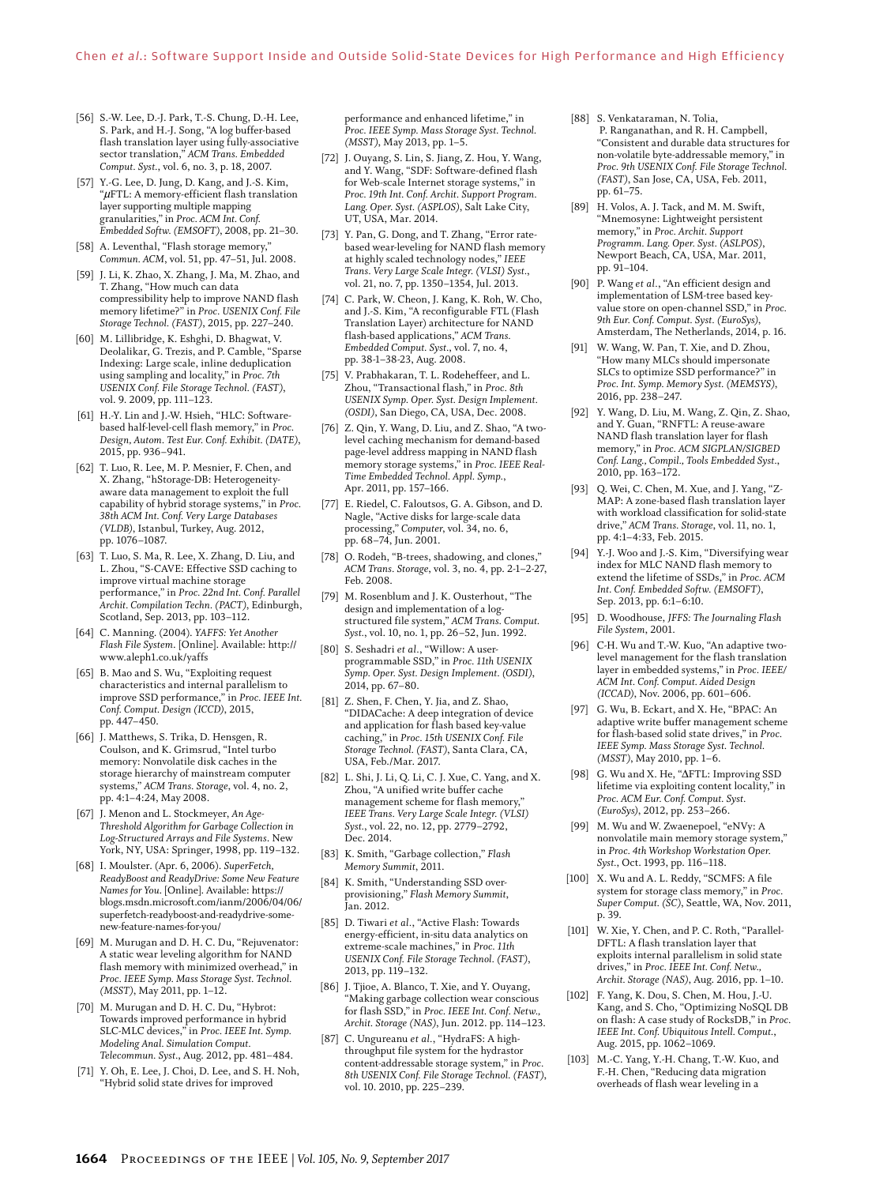[56] S.-W. Lee, D.-J. Park, T.-S. Chung, D.-H. Lee, S. Park, and H.-J. Song, "A log buffer-based flash translation layer using fully-associative sector translation," *ACM Trans. Embedded Comput. Syst.*, vol. 6, no. 3, p. 18, 2007.

[57] Y.-G. Lee, D. Jung, D. Kang, and J.-S. Kim, "μFTL: A memory-efficient flash translation layer supporting multiple mapping granularities," in *Proc. ACM Int. Conf. Embedded Softw. (EMSOFT)*, 2008, pp. 21–30.

[58] A. Leventhal, "Flash storage memory," *Commun. ACM*, vol. 51, pp. 47–51, Jul. 2008.

[59] J. Li, K. Zhao, X. Zhang, J. Ma, M. Zhao, and T. Zhang, "How much can data compressibility help to improve NAND flash memory lifetime?" in *Proc. USENIX Conf. File Storage Technol. (FAST)*, 2015, pp. 227–240.

[60] M. Lillibridge, K. Eshghi, D. Bhagwat, V. Deolalikar, G. Trezis, and P. Camble, "Sparse Indexing: Large scale, inline deduplication using sampling and locality," in *Proc. 7th USENIX Conf. File Storage Technol. (FAST)*, vol. 9. 2009, pp. 111–123.

[61] H.-Y. Lin and J.-W. Hsieh, "HLC: Software-based half-level-cell flash memory," in *Proc. Design, Autom. Test Eur. Conf. Exhibit. (DATE)*, 2015, pp. 936–941.

[62] T. Luo, R. Lee, M. P. Mesnier, F. Chen, and X. Zhang, "hStorage-DB: Heterogeneity-aware data management to exploit the full capability of hybrid storage systems," in *Proc. 38th ACM Int. Conf. Very Large Databases (VLDB)*, Istanbul, Turkey, Aug. 2012, pp. 1076–1087.

[63] T. Luo, S. Ma, R. Lee, X. Zhang, D. Liu, and L. Zhou, "S-CAVE: Effective SSD caching to improve virtual machine storage performance," in *Proc. 22nd Int. Conf. Parallel Archit. Compilation Techn. (PACT)*, Edinburgh, Scotland, Sep. 2013, pp. 103–112.

[64] C. Manning. (2004). *YAFFS: Yet Another Flash File System*. [Online]. Available: http://www.aleph1.co.uk/yaffs

[65] B. Mao and S. Wu, "Exploiting request characteristics and internal parallelism to improve SSD performance," in *Proc. IEEE Int. Conf. Comput. Design (ICCD)*, 2015, pp. 447–450.

[66] J. Matthews, S. Trika, D. Hensgen, R. Coulson, and K. Grimsrud, "Intel turbo memory: Nonvolatile disk caches in the storage hierarchy of mainstream computer systems," *ACM Trans. Storage*, vol. 4, no. 2, pp. 4:1–4:24, May 2008.

[67] J. Menon and L. Stockmeyer, *An Age-Threshold Algorithm for Garbage Collection in Log-Structured Arrays and File Systems*. New York, NY, USA: Springer, 1998, pp. 119–132.

[68] I. Moulster. (Apr. 6, 2006). *SuperFetch, ReadyBoost and ReadyDrive: Some New Feature Names for You*. [Online]. Available: https://blogs.msdn.microsoft.com/ianm/2006/04/06/superfetch-readyboost-and-readydrive-some-new-feature-names-for-you/

[69] M. Murugan and D. H. C. Du, "Rejuvenator: A static wear leveling algorithm for NAND flash memory with minimized overhead," in *Proc. IEEE Symp. Mass Storage Syst. Technol. (MSST)*, May 2011, pp. 1–12.

[70] M. Murugan and D. H. C. Du, "Hybrot: Towards improved performance in hybrid SLC-MLC devices," in *Proc. IEEE Int. Symp. Modeling Anal. Simulation Comput. Telecommun. Syst.*, Aug. 2012, pp. 481–484.

[71] Y. Oh, E. Lee, J. Choi, D. Lee, and S. H. Noh, "Hybrid solid state drives for improved performance and enhanced lifetime," in *Proc. IEEE Symp. Mass Storage Syst. Technol. (MSST)*, May 2013, pp. 1–5.

[72] J. Ouyang, S. Lin, S. Jiang, Z. Hou, Y. Wang, and Y. Wang, "SDF: Software-defined flash for Web-scale Internet storage systems," in *Proc. 19th Int. Conf. Archit. Support Program. Lang. Oper. Syst. (ASPLOS)*, Salt Lake City, UT, USA, Mar. 2014.

[73] Y. Pan, G. Dong, and T. Zhang, "Error rate-based wear-leveling for NAND flash memory at highly scaled technology nodes," *IEEE Trans. Very Large Scale Integr. (VLSI) Syst.*, vol. 21, no. 7, pp. 1350–1354, Jul. 2013.

[74] C. Park, W. Cheon, J. Kang, K. Roh, W. Cho, and J.-S. Kim, "A reconfigurable FTL (Flash Translation Layer) architecture for NAND flash-based applications," *ACM Trans. Embedded Comput. Syst.*, vol. 7, no. 4, pp. 38-1–38-23, Aug. 2008.

[75] V. Prabhakaran, T. L. Rodeheffeer, and L. Zhou, "Transactional flash," in *Proc. 8th USENIX Symp. Oper. Syst. Design Implement. (OSDI)*, San Diego, CA, USA, Dec. 2008.

[76] Z. Qin, Y. Wang, D. Liu, and Z. Shao, "A two-level caching mechanism for demand-based page-level address mapping in NAND flash memory storage systems," in *Proc. IEEE Real-Time Embedded Technol. Appl. Symp.*, Apr. 2011, pp. 157–166.

[77] E. Riedel, C. Faloutsos, G. A. Gibson, and D. Nagle, "Active disks for large-scale data processing," *Computer*, vol. 34, no. 6, pp. 68–74, Jun. 2001.

[78] O. Rodeh, "B-trees, shadowing, and clones," *ACM Trans. Storage*, vol. 3, no. 4, pp. 2-1–2-27, Feb. 2008.

[79] M. Rosenblum and J. K. Ousterhout, "The design and implementation of a log-structured file system," *ACM Trans. Comput. Syst.*, vol. 10, no. 1, pp. 26–52, Jun. 1992.

[80] S. Seshadri *et al.*, "Willow: A user-programmable SSD," in *Proc. 11th USENIX Symp. Oper. Syst. Design Implement. (OSDI)*, 2014, pp. 67–80.

[81] Z. Shen, F. Chen, Y. Jia, and Z. Shao, "DIDACache: A deep integration of device and application for flash based key-value caching," in *Proc. 15th USENIX Conf. File Storage Technol. (FAST)*, Santa Clara, CA, USA, Feb./Mar. 2017.

[82] L. Shi, J. Li, Q. Li, C. J. Xue, C. Yang, and X. Zhou, "A unified write buffer cache management scheme for flash memory," *IEEE Trans. Very Large Scale Integr. (VLSI) Syst.*, vol. 22, no. 12, pp. 2779–2792, Dec. 2014.

[83] K. Smith, "Garbage collection," *Flash Memory Summit*, 2011.

[84] K. Smith, "Understanding SSD over-provisioning," *Flash Memory Summit*, Jan. 2012.

[85] D. Tiwari *et al.*, "Active Flash: Towards energy-efficient, in-situ data analytics on extreme-scale machines," in *Proc. 11th USENIX Conf. File Storage Technol. (FAST)*, 2013, pp. 119–132.

[86] J. Tjioe, A. Blanco, T. Xie, and Y. Ouyang, "Making garbage collection wear conscious for flash SSD," in *Proc. IEEE Int. Conf. Netw., Archit. Storage (NAS)*, Jun. 2012. pp. 114–123.

[87] C. Ungureanu *et al.*, "HydraFS: A high-throughput file system for the hydrastor content-addressable storage system," in *Proc. 8th USENIX Conf. File Storage Technol. (FAST)*, vol. 10. 2010, pp. 225–239.

[88] S. Venkataraman, N. Tolia, P. Ranganathan, and R. H. Campbell, "Consistent and durable data structures for non-volatile byte-addressable memory," in *Proc. 9th USENIX Conf. File Storage Technol. (FAST)*, San Jose, CA, USA, Feb. 2011, pp. 61–75.

[89] H. Volos, A. J. Tack, and M. M. Swift, "Mnemosyne: Lightweight persistent memory," in *Proc. Archit. Support Programm. Lang. Oper. Syst. (ASLPOS)*, Newport Beach, CA, USA, Mar. 2011, pp. 91–104.

[90] P. Wang *et al.*, "An efficient design and implementation of LSM-tree based key-value store on open-channel SSD," in *Proc. 9th Eur. Conf. Comput. Syst. (EuroSys)*, Amsterdam, The Netherlands, 2014, p. 16.

[91] W. Wang, W. Pan, T. Xie, and D. Zhou, "How many MLCs should impersonate SLCs to optimize SSD performance?" in *Proc. Int. Symp. Memory Syst. (MEMSYS)*, 2016, pp. 238–247.

[92] Y. Wang, D. Liu, M. Wang, Z. Qin, Z. Shao, and Y. Guan, "RNFTL: A reuse-aware NAND flash translation layer for flash memory," in *Proc. ACM SIGPLAN/SIGBED Conf. Lang., Compil., Tools Embedded Syst.*, 2010, pp. 163–172.

[93] Q. Wei, C. Chen, M. Xue, and J. Yang, "Z-MAP: A zone-based flash translation layer with workload classification for solid-state drive," *ACM Trans. Storage*, vol. 11, no. 1, pp. 4:1–4:33, Feb. 2015.

[94] Y.-J. Woo and J.-S. Kim, "Diversifying wear index for MLC NAND flash memory to extend the lifetime of SSDs," in *Proc. ACM Int. Conf. Embedded Softw. (EMSOFT)*, Sep. 2013, pp. 6:1–6:10.

[95] D. Woodhouse, *JFFS: The Journaling Flash File System*, 2001.

[96] C-H. Wu and T.-W. Kuo, "An adaptive two-level management for the flash translation layer in embedded systems," in *Proc. IEEE/ACM Int. Conf. Comput. Aided Design (ICCAD)*, Nov. 2006, pp. 601–606.

[97] G. Wu, B. Eckart, and X. He, "BPAC: An adaptive write buffer management scheme for flash-based solid state drives," in *Proc. IEEE Symp. Mass Storage Syst. Technol. (MSST)*, May 2010, pp. 1–6.

[98] G. Wu and X. He, "ΔFTL: Improving SSD lifetime via exploiting content locality," in *Proc. ACM Eur. Conf. Comput. Syst. (EuroSys)*, 2012, pp. 253–266.

[99] M. Wu and W. Zwaenepoel, "eNVy: A nonvolatile main memory storage system," in *Proc. 4th Workshop Workstation Oper. Syst.*, Oct. 1993, pp. 116–118.

[100] X. Wu and A. L. Reddy, "SCMFS: A file system for storage class memory," in *Proc. Super Comput. (SC)*, Seattle, WA, Nov. 2011, p. 39.

[101] W. Xie, Y. Chen, and P. C. Roth, "Parallel-DFTL: A flash translation layer that exploits internal parallelism in solid state drives," in *Proc. IEEE Int. Conf. Netw., Archit. Storage (NAS)*, Aug. 2016, pp. 1–10.

[102] F. Yang, K. Dou, S. Chen, M. Hou, J.-U. Kang, and S. Cho, "Optimizing NoSQL DB on flash: A case study of RocksDB," in *Proc. IEEE Int. Conf. Ubiquitous Intell. Comput.*, Aug. 2015, pp. 1062–1069.

[103] M.-C. Yang, Y.-H. Chang, T.-W. Kuo, and F.-H. Chen, "Reducing data migration overheads of flash wear leveling in a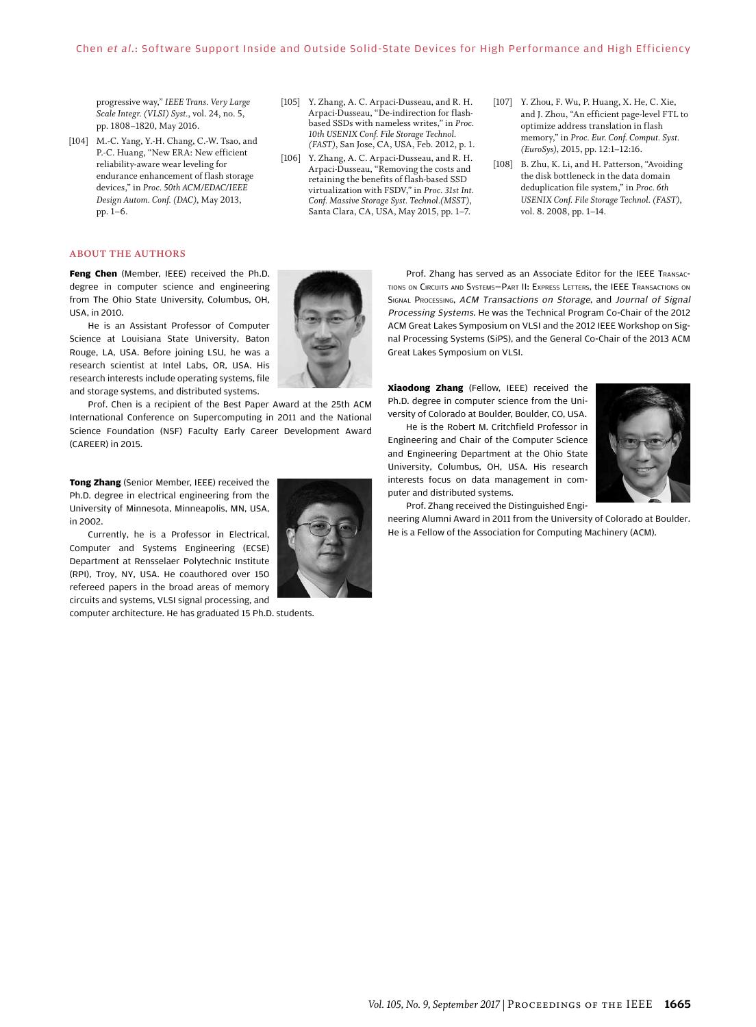progressive way," *IEEE Trans. Very Large Scale Integr. (VLSI) Syst.*, vol. 24, no. 5, pp. 1808–1820, May 2016.

[104] M.-C. Yang, Y.-H. Chang, C.-W. Tsao, and P.-C. Huang, "New ERA: New efficient reliability-aware wear leveling for endurance enhancement of flash storage devices," in *Proc. 50th ACM/EDAC/IEEE Design Autom. Conf. (DAC)*, May 2013, pp. 1–6.

[105] Y. Zhang, A. C. Arpaci-Dusseau, and R. H. Arpaci-Dusseau, "De-indirection for flash-based SSDs with nameless writes," in *Proc. 10th USENIX Conf. File Storage Technol. (FAST)*, San Jose, CA, USA, Feb. 2012, p. 1.

[106] Y. Zhang, A. C. Arpaci-Dusseau, and R. H. Arpaci-Dusseau, "Removing the costs and retaining the benefits of flash-based SSD virtualization with FSDV," in *Proc. 31st Int. Conf. Massive Storage Syst. Technol.(MSST)*, Santa Clara, CA, USA, May 2015, pp. 1–7.

[107] Y. Zhou, F. Wu, P. Huang, X. He, C. Xie, and J. Zhou, "An efficient page-level FTL to optimize address translation in flash memory," in *Proc. Eur. Conf. Comput. Syst. (EuroSys)*, 2015, pp. 12:1–12:16.

[108] B. Zhu, K. Li, and H. Patterson, "Avoiding the disk bottleneck in the data domain deduplication file system," in *Proc. 6th USENIX Conf. File Storage Technol. (FAST)*, vol. 8. 2008, pp. 1–14.

## ABOUT THE AUTHORS

**Feng Chen** (Member, IEEE) received the Ph.D. degree in computer science and engineering from The Ohio State University, Columbus, OH, USA, in 2010.

He is an Assistant Professor of Computer Science at Louisiana State University, Baton Rouge, LA, USA. Before joining LSU, he was a research scientist at Intel Labs, OR, USA. His research interests include operating systems, file and storage systems, and distributed systems.

Prof. Chen is a recipient of the Best Paper Award at the 25th ACM International Conference on Supercomputing in 2011 and the National Science Foundation (NSF) Faculty Early Career Development Award (CAREER) in 2015.

**Tong Zhang** (Senior Member, IEEE) received the Ph.D. degree in electrical engineering from the University of Minnesota, Minneapolis, MN, USA, in 2002.

Currently, he is a Professor in Electrical, Computer and Systems Engineering (ECSE) Department at Rensselaer Polytechnic Institute (RPI), Troy, NY, USA. He coauthored over 150 refereed papers in the broad areas of memory circuits and systems, VLSI signal processing, and computer architecture. He has graduated 15 Ph.D. students.

Prof. Zhang has served as an Associate Editor for the IEEE Transactions on Circuits and Systems—Part II: Express Letters, the IEEE Transactions on Signal Processing, *ACM Transactions on Storage*, and *Journal of Signal Processing Systems*. He was the Technical Program Co-Chair of the 2012 ACM Great Lakes Symposium on VLSI and the 2012 IEEE Workshop on Signal Processing Systems (SiPS), and the General Co-Chair of the 2013 ACM Great Lakes Symposium on VLSI.

**Xiaodong Zhang** (Fellow, IEEE) received the Ph.D. degree in computer science from the University of Colorado at Boulder, Boulder, CO, USA.

He is the Robert M. Critchfield Professor in Engineering and Chair of the Computer Science and Engineering Department at the Ohio State University, Columbus, OH, USA. His research interests focus on data management in computer and distributed systems.

Prof. Zhang received the Distinguished Engineering Alumni Award in 2011 from the University of Colorado at Boulder. He is a Fellow of the Association for Computing Machinery (ACM).